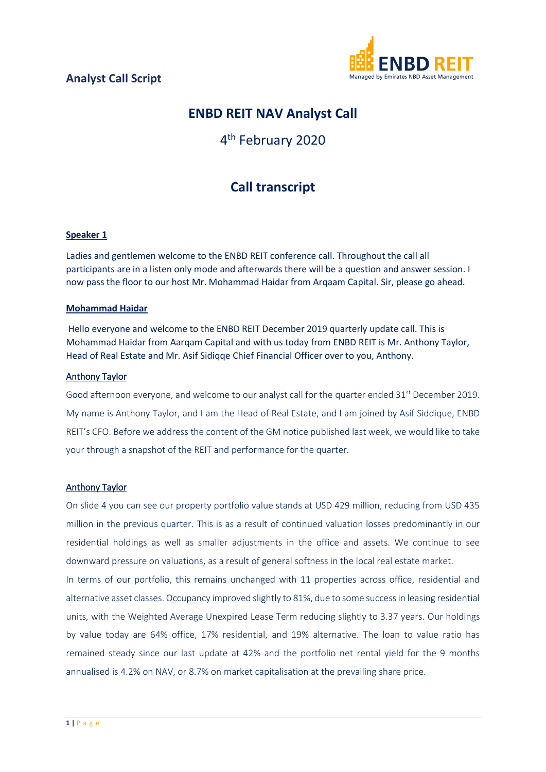**Analyst Call Script**

# ENBD REIT NAV Analyst Call

4th February 2020

## Call transcript

**Speaker 1**

Ladies and gentlemen welcome to the ENBD REIT conference call. Throughout the call all participants are in a listen only mode and afterwards there will be a question and answer session. I now pass the floor to our host Mr. Mohammad Haidar from Arqaam Capital. Sir, please go ahead.

**Mohammad Haidar**

Hello everyone and welcome to the ENBD REIT December 2019 quarterly update call. This is Mohammad Haidar from Aarqam Capital and with us today from ENBD REIT is Mr. Anthony Taylor, Head of Real Estate and Mr. Asif Sidiqqe Chief Financial Officer over to you, Anthony.

**Anthony Taylor**

Good afternoon everyone, and welcome to our analyst call for the quarter ended 31st December 2019. My name is Anthony Taylor, and I am the Head of Real Estate, and I am joined by Asif Siddique, ENBD REIT's CFO. Before we address the content of the GM notice published last week, we would like to take your through a snapshot of the REIT and performance for the quarter.

**Anthony Taylor**

On slide 4 you can see our property portfolio value stands at USD 429 million, reducing from USD 435 million in the previous quarter. This is as a result of continued valuation losses predominantly in our residential holdings as well as smaller adjustments in the office and assets. We continue to see downward pressure on valuations, as a result of general softness in the local real estate market.
In terms of our portfolio, this remains unchanged with 11 properties across office, residential and alternative asset classes. Occupancy improved slightly to 81%, due to some success in leasing residential units, with the Weighted Average Unexpired Lease Term reducing slightly to 3.37 years. Our holdings by value today are 64% office, 17% residential, and 19% alternative. The loan to value ratio has remained steady since our last update at 42% and the portfolio net rental yield for the 9 months annualised is 4.2% on NAV, or 8.7% on market capitalisation at the prevailing share price.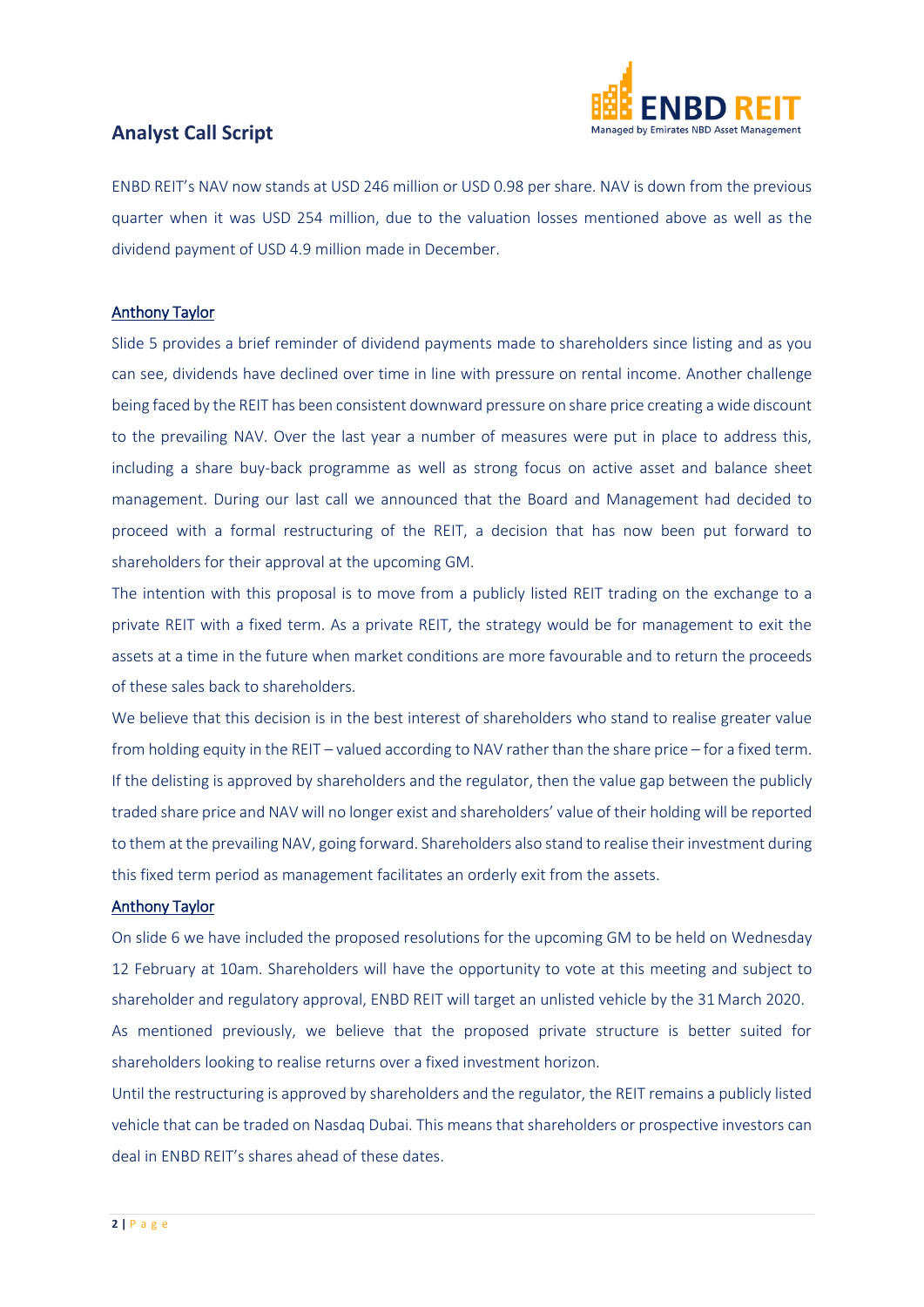## Analyst Call Script

ENBD REIT's NAV now stands at USD 246 million or USD 0.98 per share. NAV is down from the previous quarter when it was USD 254 million, due to the valuation losses mentioned above as well as the dividend payment of USD 4.9 million made in December.

<u>Anthony Taylor</u>

Slide 5 provides a brief reminder of dividend payments made to shareholders since listing and as you can see, dividends have declined over time in line with pressure on rental income. Another challenge being faced by the REIT has been consistent downward pressure on share price creating a wide discount to the prevailing NAV. Over the last year a number of measures were put in place to address this, including a share buy-back programme as well as strong focus on active asset and balance sheet management. During our last call we announced that the Board and Management had decided to proceed with a formal restructuring of the REIT, a decision that has now been put forward to shareholders for their approval at the upcoming GM.

The intention with this proposal is to move from a publicly listed REIT trading on the exchange to a private REIT with a fixed term. As a private REIT, the strategy would be for management to exit the assets at a time in the future when market conditions are more favourable and to return the proceeds of these sales back to shareholders.

We believe that this decision is in the best interest of shareholders who stand to realise greater value from holding equity in the REIT – valued according to NAV rather than the share price – for a fixed term. If the delisting is approved by shareholders and the regulator, then the value gap between the publicly traded share price and NAV will no longer exist and shareholders' value of their holding will be reported to them at the prevailing NAV, going forward. Shareholders also stand to realise their investment during this fixed term period as management facilitates an orderly exit from the assets.

<u>Anthony Taylor</u>

On slide 6 we have included the proposed resolutions for the upcoming GM to be held on Wednesday 12 February at 10am. Shareholders will have the opportunity to vote at this meeting and subject to shareholder and regulatory approval, ENBD REIT will target an unlisted vehicle by the 31 March 2020.

As mentioned previously, we believe that the proposed private structure is better suited for shareholders looking to realise returns over a fixed investment horizon.

Until the restructuring is approved by shareholders and the regulator, the REIT remains a publicly listed vehicle that can be traded on Nasdaq Dubai. This means that shareholders or prospective investors can deal in ENBD REIT's shares ahead of these dates.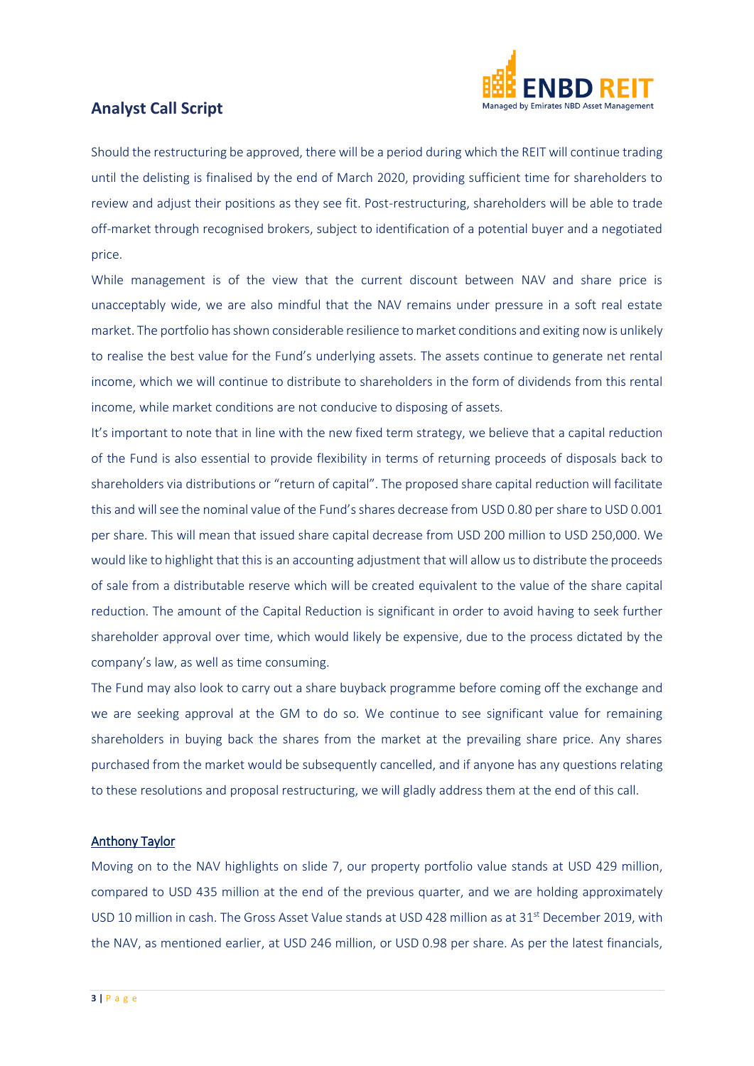Should the restructuring be approved, there will be a period during which the REIT will continue trading until the delisting is finalised by the end of March 2020, providing sufficient time for shareholders to review and adjust their positions as they see fit. Post-restructuring, shareholders will be able to trade off-market through recognised brokers, subject to identification of a potential buyer and a negotiated price.

While management is of the view that the current discount between NAV and share price is unacceptably wide, we are also mindful that the NAV remains under pressure in a soft real estate market. The portfolio has shown considerable resilience to market conditions and exiting now is unlikely to realise the best value for the Fund's underlying assets. The assets continue to generate net rental income, which we will continue to distribute to shareholders in the form of dividends from this rental income, while market conditions are not conducive to disposing of assets.

It's important to note that in line with the new fixed term strategy, we believe that a capital reduction of the Fund is also essential to provide flexibility in terms of returning proceeds of disposals back to shareholders via distributions or "return of capital". The proposed share capital reduction will facilitate this and will see the nominal value of the Fund's shares decrease from USD 0.80 per share to USD 0.001 per share. This will mean that issued share capital decrease from USD 200 million to USD 250,000. We would like to highlight that this is an accounting adjustment that will allow us to distribute the proceeds of sale from a distributable reserve which will be created equivalent to the value of the share capital reduction. The amount of the Capital Reduction is significant in order to avoid having to seek further shareholder approval over time, which would likely be expensive, due to the process dictated by the company's law, as well as time consuming.

The Fund may also look to carry out a share buyback programme before coming off the exchange and we are seeking approval at the GM to do so. We continue to see significant value for remaining shareholders in buying back the shares from the market at the prevailing share price. Any shares purchased from the market would be subsequently cancelled, and if anyone has any questions relating to these resolutions and proposal restructuring, we will gladly address them at the end of this call.

Anthony Taylor

Moving on to the NAV highlights on slide 7, our property portfolio value stands at USD 429 million, compared to USD 435 million at the end of the previous quarter, and we are holding approximately USD 10 million in cash. The Gross Asset Value stands at USD 428 million as at 31st December 2019, with the NAV, as mentioned earlier, at USD 246 million, or USD 0.98 per share. As per the latest financials,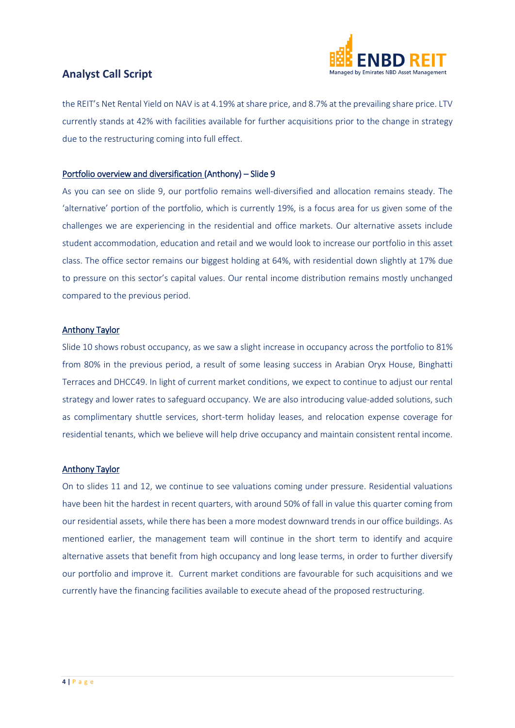the REIT's Net Rental Yield on NAV is at 4.19% at share price, and 8.7% at the prevailing share price. LTV currently stands at 42% with facilities available for further acquisitions prior to the change in strategy due to the restructuring coming into full effect.

Portfolio overview and diversification (Anthony) – Slide 9

As you can see on slide 9, our portfolio remains well-diversified and allocation remains steady. The 'alternative' portion of the portfolio, which is currently 19%, is a focus area for us given some of the challenges we are experiencing in the residential and office markets. Our alternative assets include student accommodation, education and retail and we would look to increase our portfolio in this asset class. The office sector remains our biggest holding at 64%, with residential down slightly at 17% due to pressure on this sector's capital values. Our rental income distribution remains mostly unchanged compared to the previous period.

Anthony Taylor

Slide 10 shows robust occupancy, as we saw a slight increase in occupancy across the portfolio to 81% from 80% in the previous period, a result of some leasing success in Arabian Oryx House, Binghatti Terraces and DHCC49. In light of current market conditions, we expect to continue to adjust our rental strategy and lower rates to safeguard occupancy. We are also introducing value-added solutions, such as complimentary shuttle services, short-term holiday leases, and relocation expense coverage for residential tenants, which we believe will help drive occupancy and maintain consistent rental income.

Anthony Taylor

On to slides 11 and 12, we continue to see valuations coming under pressure. Residential valuations have been hit the hardest in recent quarters, with around 50% of fall in value this quarter coming from our residential assets, while there has been a more modest downward trends in our office buildings. As mentioned earlier, the management team will continue in the short term to identify and acquire alternative assets that benefit from high occupancy and long lease terms, in order to further diversify our portfolio and improve it. Current market conditions are favourable for such acquisitions and we currently have the financing facilities available to execute ahead of the proposed restructuring.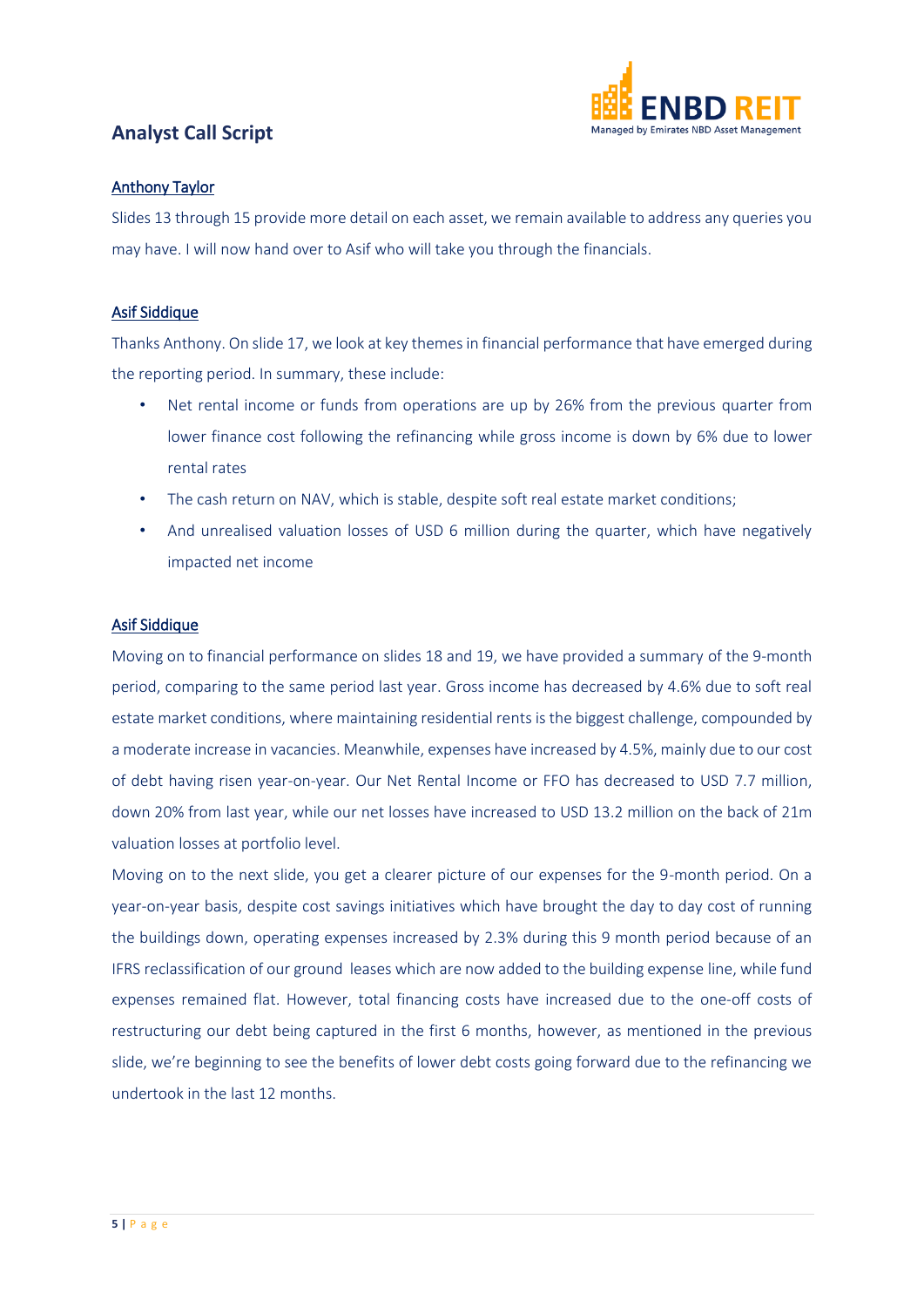## Analyst Call Script

<u>Anthony Taylor</u>

Slides 13 through 15 provide more detail on each asset, we remain available to address any queries you may have. I will now hand over to Asif who will take you through the financials.

<u>Asif Siddique</u>

Thanks Anthony. On slide 17, we look at key themes in financial performance that have emerged during the reporting period. In summary, these include:

- Net rental income or funds from operations are up by 26% from the previous quarter from lower finance cost following the refinancing while gross income is down by 6% due to lower rental rates
- The cash return on NAV, which is stable, despite soft real estate market conditions;
- And unrealised valuation losses of USD 6 million during the quarter, which have negatively impacted net income

<u>Asif Siddique</u>

Moving on to financial performance on slides 18 and 19, we have provided a summary of the 9-month period, comparing to the same period last year. Gross income has decreased by 4.6% due to soft real estate market conditions, where maintaining residential rents is the biggest challenge, compounded by a moderate increase in vacancies. Meanwhile, expenses have increased by 4.5%, mainly due to our cost of debt having risen year-on-year. Our Net Rental Income or FFO has decreased to USD 7.7 million, down 20% from last year, while our net losses have increased to USD 13.2 million on the back of 21m valuation losses at portfolio level.

Moving on to the next slide, you get a clearer picture of our expenses for the 9-month period. On a year-on-year basis, despite cost savings initiatives which have brought the day to day cost of running the buildings down, operating expenses increased by 2.3% during this 9 month period because of an IFRS reclassification of our ground leases which are now added to the building expense line, while fund expenses remained flat. However, total financing costs have increased due to the one-off costs of restructuring our debt being captured in the first 6 months, however, as mentioned in the previous slide, we're beginning to see the benefits of lower debt costs going forward due to the refinancing we undertook in the last 12 months.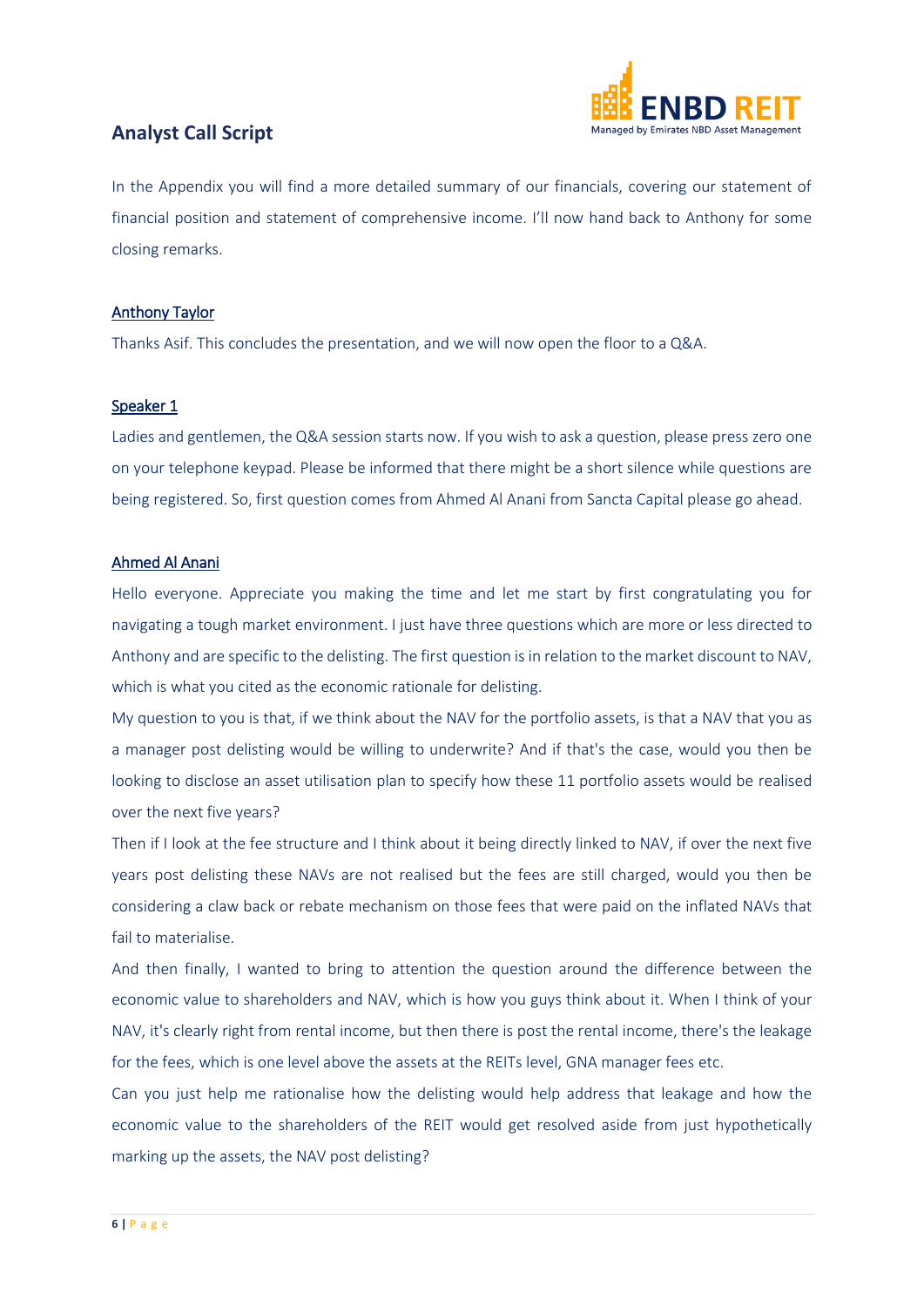In the Appendix you will find a more detailed summary of our financials, covering our statement of financial position and statement of comprehensive income. I'll now hand back to Anthony for some closing remarks.

**Anthony Taylor**

Thanks Asif. This concludes the presentation, and we will now open the floor to a Q&A.

**Speaker 1**

Ladies and gentlemen, the Q&A session starts now. If you wish to ask a question, please press zero one on your telephone keypad. Please be informed that there might be a short silence while questions are being registered. So, first question comes from Ahmed Al Anani from Sancta Capital please go ahead.

**Ahmed Al Anani**

Hello everyone. Appreciate you making the time and let me start by first congratulating you for navigating a tough market environment. I just have three questions which are more or less directed to Anthony and are specific to the delisting. The first question is in relation to the market discount to NAV, which is what you cited as the economic rationale for delisting.

My question to you is that, if we think about the NAV for the portfolio assets, is that a NAV that you as a manager post delisting would be willing to underwrite? And if that's the case, would you then be looking to disclose an asset utilisation plan to specify how these 11 portfolio assets would be realised over the next five years?

Then if I look at the fee structure and I think about it being directly linked to NAV, if over the next five years post delisting these NAVs are not realised but the fees are still charged, would you then be considering a claw back or rebate mechanism on those fees that were paid on the inflated NAVs that fail to materialise.

And then finally, I wanted to bring to attention the question around the difference between the economic value to shareholders and NAV, which is how you guys think about it. When I think of your NAV, it's clearly right from rental income, but then there is post the rental income, there's the leakage for the fees, which is one level above the assets at the REITs level, GNA manager fees etc.

Can you just help me rationalise how the delisting would help address that leakage and how the economic value to the shareholders of the REIT would get resolved aside from just hypothetically marking up the assets, the NAV post delisting?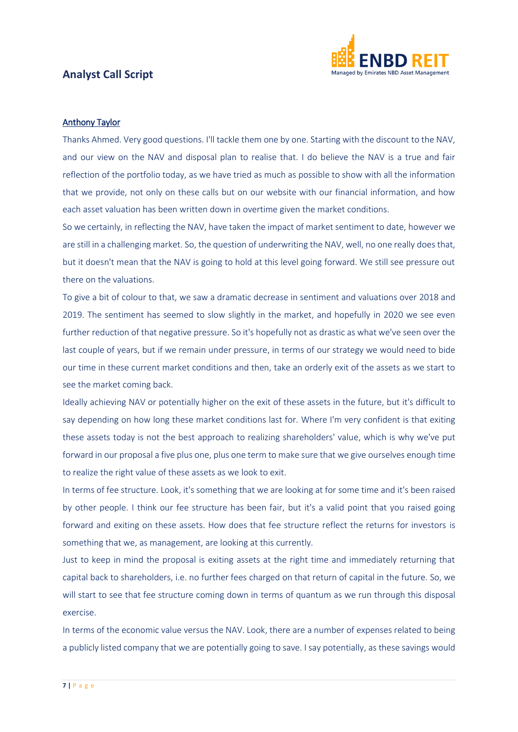# Analyst Call Script

<u>Anthony Taylor</u>

Thanks Ahmed. Very good questions. I'll tackle them one by one. Starting with the discount to the NAV, and our view on the NAV and disposal plan to realise that. I do believe the NAV is a true and fair reflection of the portfolio today, as we have tried as much as possible to show with all the information that we provide, not only on these calls but on our website with our financial information, and how each asset valuation has been written down in overtime given the market conditions.

So we certainly, in reflecting the NAV, have taken the impact of market sentiment to date, however we are still in a challenging market. So, the question of underwriting the NAV, well, no one really does that, but it doesn't mean that the NAV is going to hold at this level going forward. We still see pressure out there on the valuations.

To give a bit of colour to that, we saw a dramatic decrease in sentiment and valuations over 2018 and 2019. The sentiment has seemed to slow slightly in the market, and hopefully in 2020 we see even further reduction of that negative pressure. So it's hopefully not as drastic as what we've seen over the last couple of years, but if we remain under pressure, in terms of our strategy we would need to bide our time in these current market conditions and then, take an orderly exit of the assets as we start to see the market coming back.

Ideally achieving NAV or potentially higher on the exit of these assets in the future, but it's difficult to say depending on how long these market conditions last for. Where I'm very confident is that exiting these assets today is not the best approach to realizing shareholders' value, which is why we've put forward in our proposal a five plus one, plus one term to make sure that we give ourselves enough time to realize the right value of these assets as we look to exit.

In terms of fee structure. Look, it's something that we are looking at for some time and it's been raised by other people. I think our fee structure has been fair, but it's a valid point that you raised going forward and exiting on these assets. How does that fee structure reflect the returns for investors is something that we, as management, are looking at this currently.

Just to keep in mind the proposal is exiting assets at the right time and immediately returning that capital back to shareholders, i.e. no further fees charged on that return of capital in the future. So, we will start to see that fee structure coming down in terms of quantum as we run through this disposal exercise.

In terms of the economic value versus the NAV. Look, there are a number of expenses related to being a publicly listed company that we are potentially going to save. I say potentially, as these savings would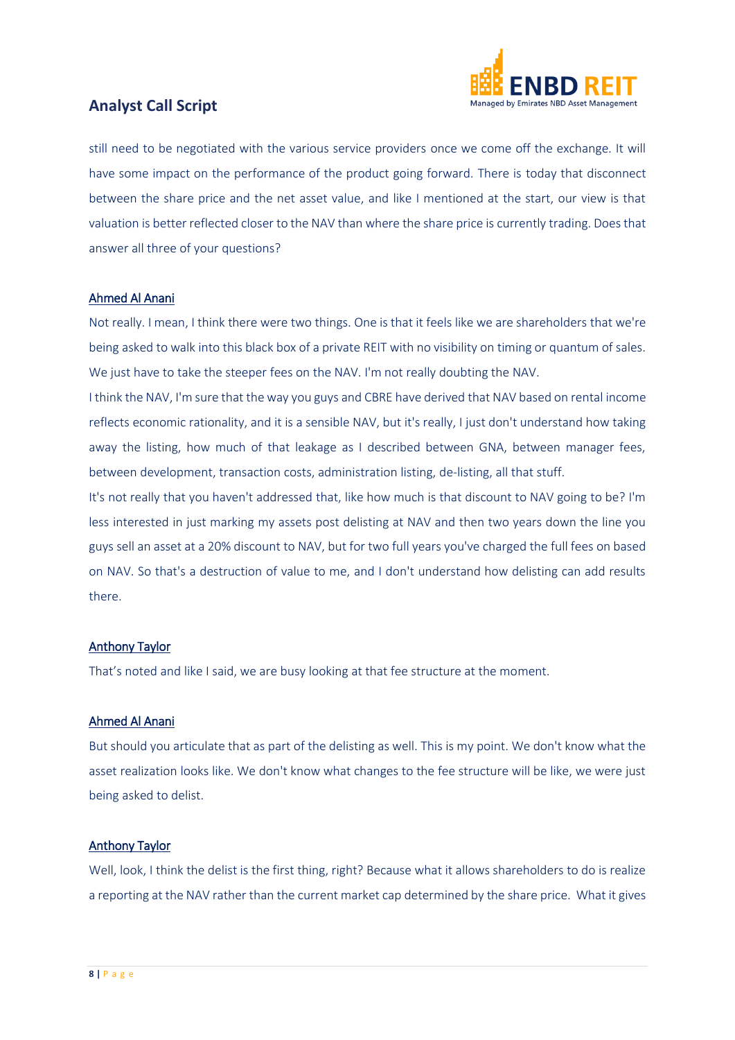still need to be negotiated with the various service providers once we come off the exchange. It will have some impact on the performance of the product going forward. There is today that disconnect between the share price and the net asset value, and like I mentioned at the start, our view is that valuation is better reflected closer to the NAV than where the share price is currently trading. Does that answer all three of your questions?

Ahmed Al Anani

Not really. I mean, I think there were two things. One is that it feels like we are shareholders that we're being asked to walk into this black box of a private REIT with no visibility on timing or quantum of sales. We just have to take the steeper fees on the NAV. I'm not really doubting the NAV.

I think the NAV, I'm sure that the way you guys and CBRE have derived that NAV based on rental income reflects economic rationality, and it is a sensible NAV, but it's really, I just don't understand how taking away the listing, how much of that leakage as I described between GNA, between manager fees, between development, transaction costs, administration listing, de-listing, all that stuff.

It's not really that you haven't addressed that, like how much is that discount to NAV going to be? I'm less interested in just marking my assets post delisting at NAV and then two years down the line you guys sell an asset at a 20% discount to NAV, but for two full years you've charged the full fees on based on NAV. So that's a destruction of value to me, and I don't understand how delisting can add results there.

Anthony Taylor

That's noted and like I said, we are busy looking at that fee structure at the moment.

Ahmed Al Anani

But should you articulate that as part of the delisting as well. This is my point. We don't know what the asset realization looks like. We don't know what changes to the fee structure will be like, we were just being asked to delist.

Anthony Taylor

Well, look, I think the delist is the first thing, right? Because what it allows shareholders to do is realize a reporting at the NAV rather than the current market cap determined by the share price. What it gives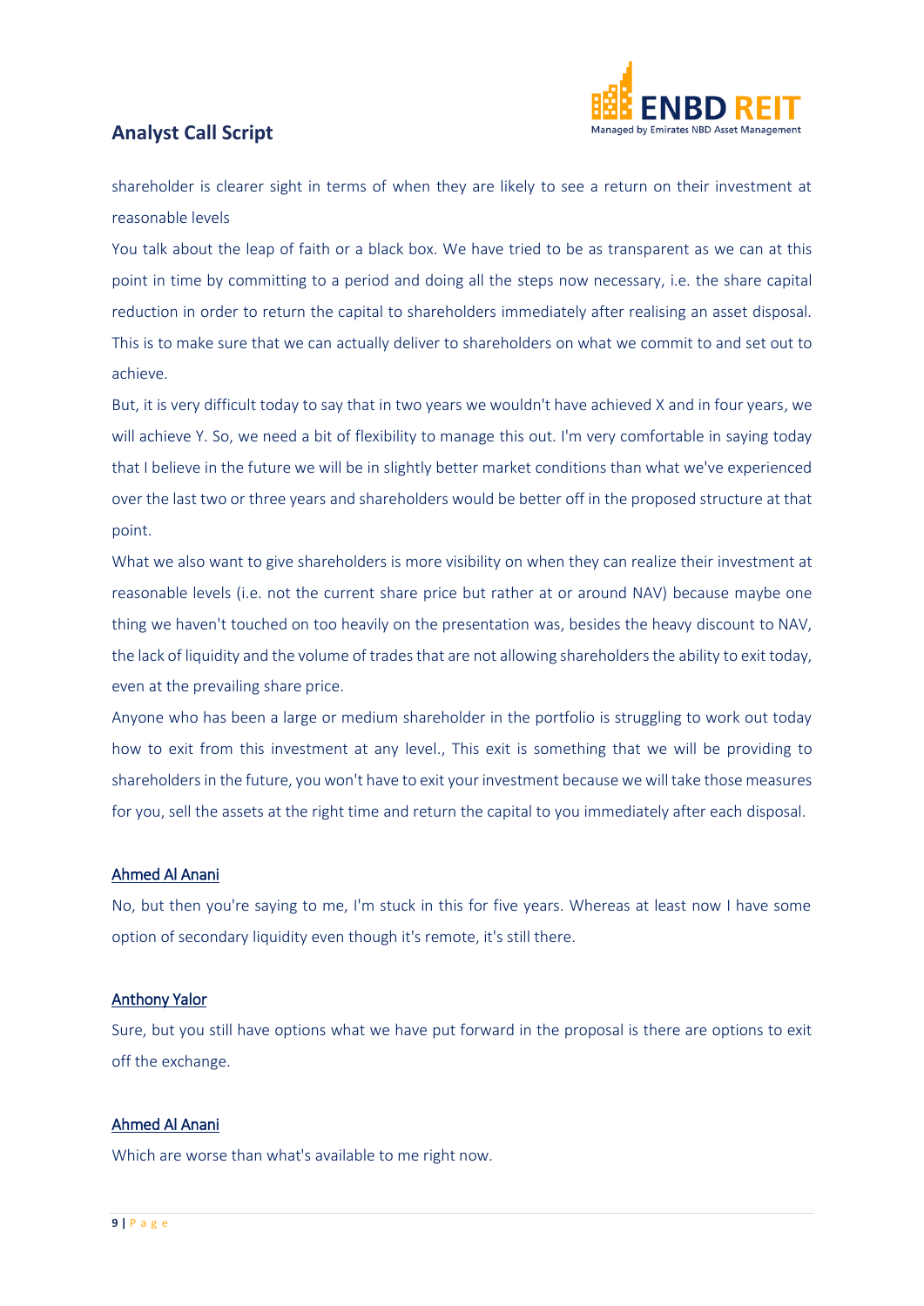shareholder is clearer sight in terms of when they are likely to see a return on their investment at reasonable levels

You talk about the leap of faith or a black box. We have tried to be as transparent as we can at this point in time by committing to a period and doing all the steps now necessary, i.e. the share capital reduction in order to return the capital to shareholders immediately after realising an asset disposal. This is to make sure that we can actually deliver to shareholders on what we commit to and set out to achieve.

But, it is very difficult today to say that in two years we wouldn't have achieved X and in four years, we will achieve Y. So, we need a bit of flexibility to manage this out. I'm very comfortable in saying today that I believe in the future we will be in slightly better market conditions than what we've experienced over the last two or three years and shareholders would be better off in the proposed structure at that point.

What we also want to give shareholders is more visibility on when they can realize their investment at reasonable levels (i.e. not the current share price but rather at or around NAV) because maybe one thing we haven't touched on too heavily on the presentation was, besides the heavy discount to NAV, the lack of liquidity and the volume of trades that are not allowing shareholders the ability to exit today, even at the prevailing share price.

Anyone who has been a large or medium shareholder in the portfolio is struggling to work out today how to exit from this investment at any level., This exit is something that we will be providing to shareholders in the future, you won't have to exit your investment because we will take those measures for you, sell the assets at the right time and return the capital to you immediately after each disposal.

Ahmed Al Anani

No, but then you're saying to me, I'm stuck in this for five years. Whereas at least now I have some option of secondary liquidity even though it's remote, it's still there.

Anthony Yalor

Sure, but you still have options what we have put forward in the proposal is there are options to exit off the exchange.

Ahmed Al Anani

Which are worse than what's available to me right now.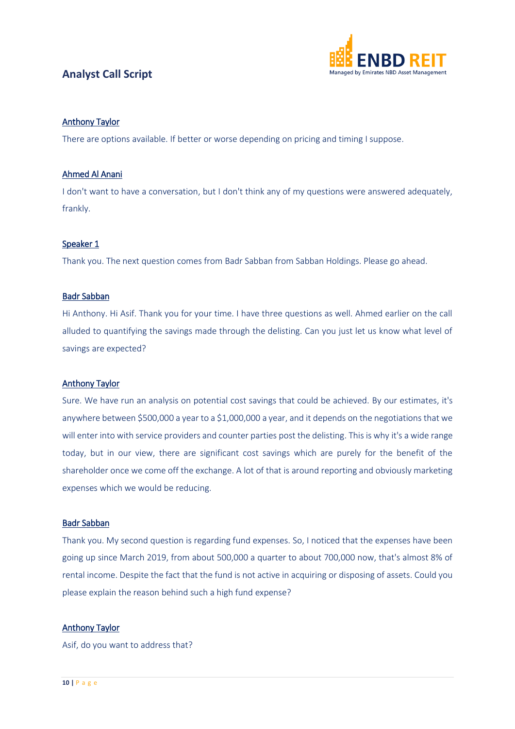**Anthony Taylor**

There are options available. If better or worse depending on pricing and timing I suppose.

**Ahmed Al Anani**

I don't want to have a conversation, but I don't think any of my questions were answered adequately, frankly.

**Speaker 1**

Thank you. The next question comes from Badr Sabban from Sabban Holdings. Please go ahead.

**Badr Sabban**

Hi Anthony. Hi Asif. Thank you for your time. I have three questions as well. Ahmed earlier on the call alluded to quantifying the savings made through the delisting. Can you just let us know what level of savings are expected?

**Anthony Taylor**

Sure. We have run an analysis on potential cost savings that could be achieved. By our estimates, it's anywhere between $500,000 a year to a $1,000,000 a year, and it depends on the negotiations that we will enter into with service providers and counter parties post the delisting. This is why it's a wide range today, but in our view, there are significant cost savings which are purely for the benefit of the shareholder once we come off the exchange. A lot of that is around reporting and obviously marketing expenses which we would be reducing.

**Badr Sabban**

Thank you. My second question is regarding fund expenses. So, I noticed that the expenses have been going up since March 2019, from about 500,000 a quarter to about 700,000 now, that's almost 8% of rental income. Despite the fact that the fund is not active in acquiring or disposing of assets. Could you please explain the reason behind such a high fund expense?

**Anthony Taylor**

Asif, do you want to address that?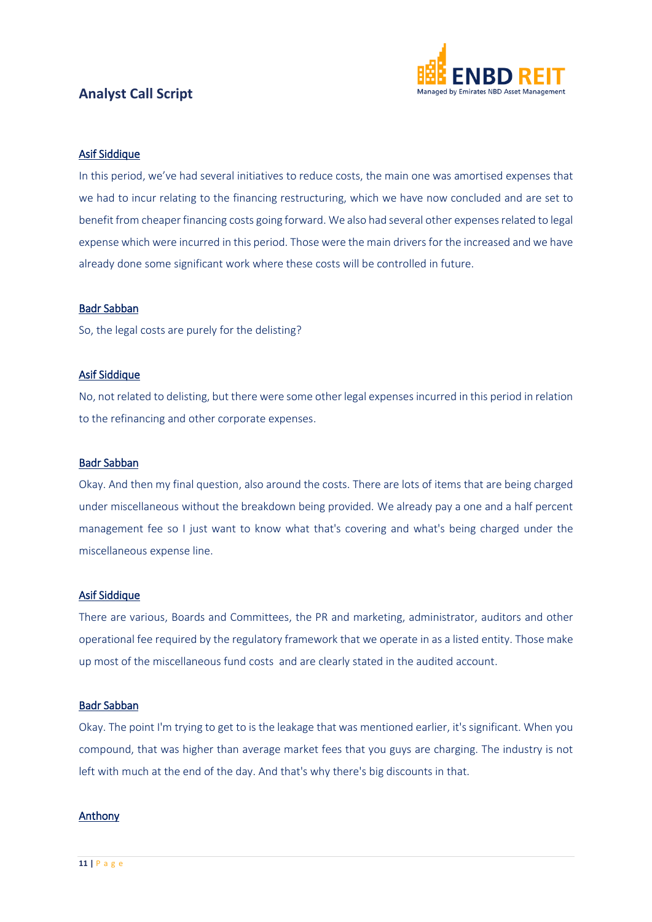<u>Asif Siddique</u>

In this period, we've had several initiatives to reduce costs, the main one was amortised expenses that we had to incur relating to the financing restructuring, which we have now concluded and are set to benefit from cheaper financing costs going forward. We also had several other expenses related to legal expense which were incurred in this period. Those were the main drivers for the increased and we have already done some significant work where these costs will be controlled in future.

<u>Badr Sabban</u>

So, the legal costs are purely for the delisting?

<u>Asif Siddique</u>

No, not related to delisting, but there were some other legal expenses incurred in this period in relation to the refinancing and other corporate expenses.

<u>Badr Sabban</u>

Okay. And then my final question, also around the costs. There are lots of items that are being charged under miscellaneous without the breakdown being provided. We already pay a one and a half percent management fee so I just want to know what that's covering and what's being charged under the miscellaneous expense line.

<u>Asif Siddique</u>

There are various, Boards and Committees, the PR and marketing, administrator, auditors and other operational fee required by the regulatory framework that we operate in as a listed entity. Those make up most of the miscellaneous fund costs and are clearly stated in the audited account.

<u>Badr Sabban</u>

Okay. The point I'm trying to get to is the leakage that was mentioned earlier, it's significant. When you compound, that was higher than average market fees that you guys are charging. The industry is not left with much at the end of the day. And that's why there's big discounts in that.

<u>Anthony</u>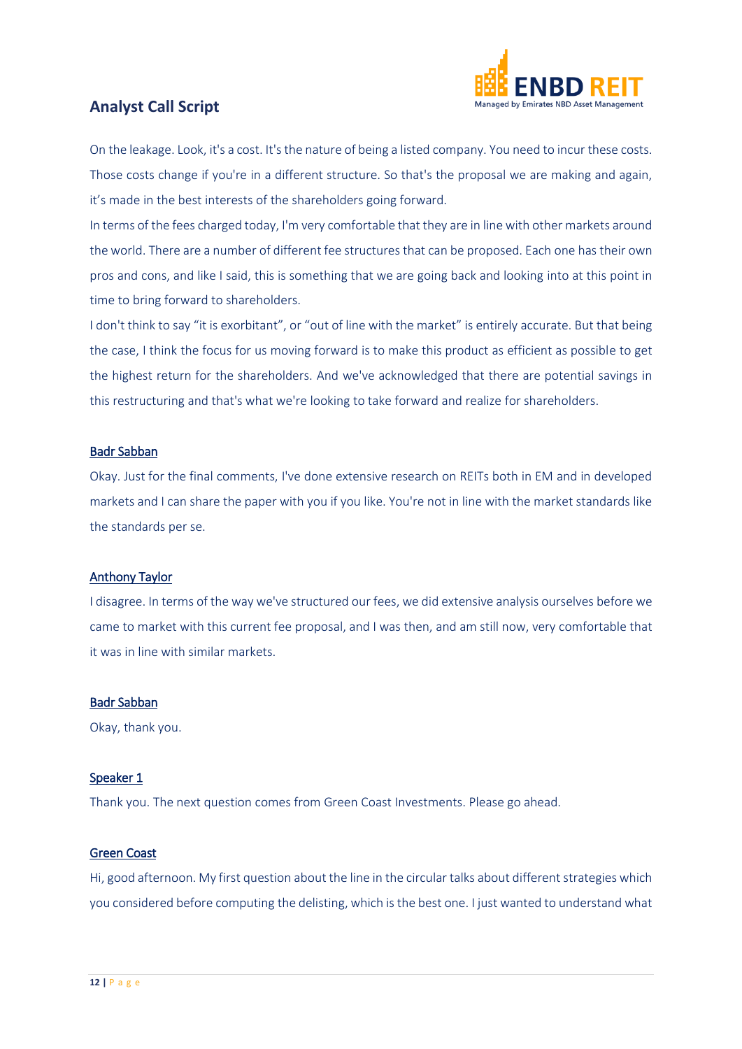On the leakage. Look, it's a cost. It's the nature of being a listed company. You need to incur these costs. Those costs change if you're in a different structure. So that's the proposal we are making and again, it's made in the best interests of the shareholders going forward.

In terms of the fees charged today, I'm very comfortable that they are in line with other markets around the world. There are a number of different fee structures that can be proposed. Each one has their own pros and cons, and like I said, this is something that we are going back and looking into at this point in time to bring forward to shareholders.

I don't think to say "it is exorbitant", or "out of line with the market" is entirely accurate. But that being the case, I think the focus for us moving forward is to make this product as efficient as possible to get the highest return for the shareholders. And we've acknowledged that there are potential savings in this restructuring and that's what we're looking to take forward and realize for shareholders.

**Badr Sabban**

Okay. Just for the final comments, I've done extensive research on REITs both in EM and in developed markets and I can share the paper with you if you like. You're not in line with the market standards like the standards per se.

**Anthony Taylor**

I disagree. In terms of the way we've structured our fees, we did extensive analysis ourselves before we came to market with this current fee proposal, and I was then, and am still now, very comfortable that it was in line with similar markets.

**Badr Sabban**

Okay, thank you.

**Speaker 1**

Thank you. The next question comes from Green Coast Investments. Please go ahead.

**Green Coast**

Hi, good afternoon. My first question about the line in the circular talks about different strategies which you considered before computing the delisting, which is the best one. I just wanted to understand what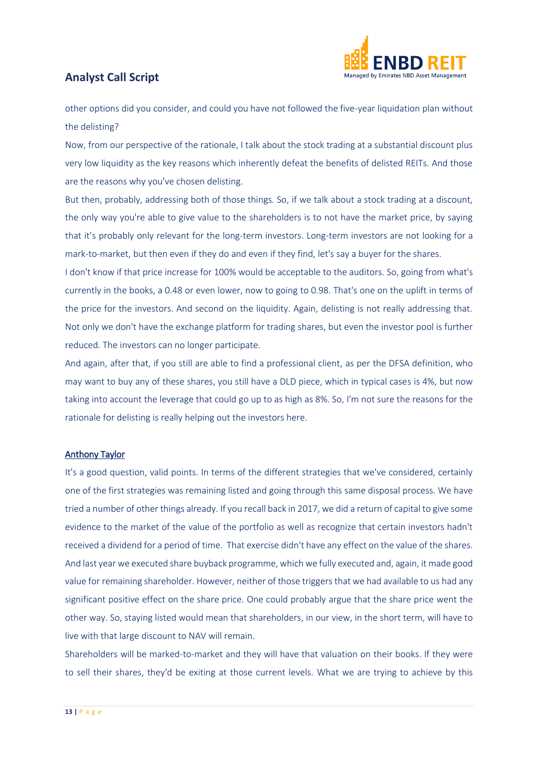other options did you consider, and could you have not followed the five-year liquidation plan without the delisting?

Now, from our perspective of the rationale, I talk about the stock trading at a substantial discount plus very low liquidity as the key reasons which inherently defeat the benefits of delisted REITs. And those are the reasons why you've chosen delisting.

But then, probably, addressing both of those things. So, if we talk about a stock trading at a discount, the only way you're able to give value to the shareholders is to not have the market price, by saying that it's probably only relevant for the long-term investors. Long-term investors are not looking for a mark-to-market, but then even if they do and even if they find, let's say a buyer for the shares.

I don't know if that price increase for 100% would be acceptable to the auditors. So, going from what's currently in the books, a 0.48 or even lower, now to going to 0.98. That's one on the uplift in terms of the price for the investors. And second on the liquidity. Again, delisting is not really addressing that. Not only we don't have the exchange platform for trading shares, but even the investor pool is further reduced. The investors can no longer participate.

And again, after that, if you still are able to find a professional client, as per the DFSA definition, who may want to buy any of these shares, you still have a DLD piece, which in typical cases is 4%, but now taking into account the leverage that could go up to as high as 8%. So, I'm not sure the reasons for the rationale for delisting is really helping out the investors here.

<u>Anthony Taylor</u>

It's a good question, valid points. In terms of the different strategies that we've considered, certainly one of the first strategies was remaining listed and going through this same disposal process. We have tried a number of other things already. If you recall back in 2017, we did a return of capital to give some evidence to the market of the value of the portfolio as well as recognize that certain investors hadn't received a dividend for a period of time. That exercise didn't have any effect on the value of the shares. And last year we executed share buyback programme, which we fully executed and, again, it made good value for remaining shareholder. However, neither of those triggers that we had available to us had any significant positive effect on the share price. One could probably argue that the share price went the other way. So, staying listed would mean that shareholders, in our view, in the short term, will have to live with that large discount to NAV will remain.

Shareholders will be marked-to-market and they will have that valuation on their books. If they were to sell their shares, they'd be exiting at those current levels. What we are trying to achieve by this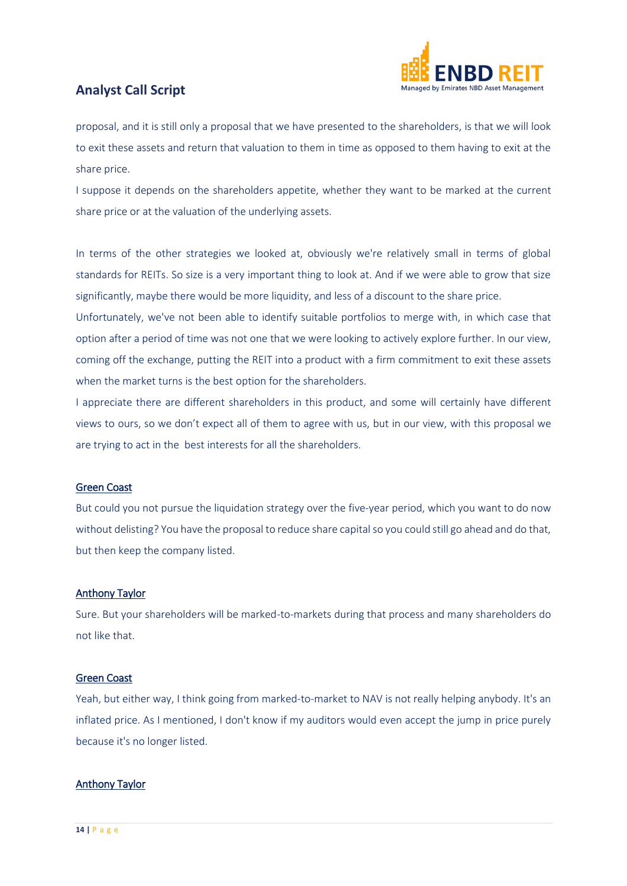proposal, and it is still only a proposal that we have presented to the shareholders, is that we will look to exit these assets and return that valuation to them in time as opposed to them having to exit at the share price.

I suppose it depends on the shareholders appetite, whether they want to be marked at the current share price or at the valuation of the underlying assets.

In terms of the other strategies we looked at, obviously we're relatively small in terms of global standards for REITs. So size is a very important thing to look at. And if we were able to grow that size significantly, maybe there would be more liquidity, and less of a discount to the share price.

Unfortunately, we've not been able to identify suitable portfolios to merge with, in which case that option after a period of time was not one that we were looking to actively explore further. In our view, coming off the exchange, putting the REIT into a product with a firm commitment to exit these assets when the market turns is the best option for the shareholders.

I appreciate there are different shareholders in this product, and some will certainly have different views to ours, so we don't expect all of them to agree with us, but in our view, with this proposal we are trying to act in the best interests for all the shareholders.

**Green Coast**

But could you not pursue the liquidation strategy over the five-year period, which you want to do now without delisting? You have the proposal to reduce share capital so you could still go ahead and do that, but then keep the company listed.

**Anthony Taylor**

Sure. But your shareholders will be marked-to-markets during that process and many shareholders do not like that.

**Green Coast**

Yeah, but either way, I think going from marked-to-market to NAV is not really helping anybody. It's an inflated price. As I mentioned, I don't know if my auditors would even accept the jump in price purely because it's no longer listed.

**Anthony Taylor**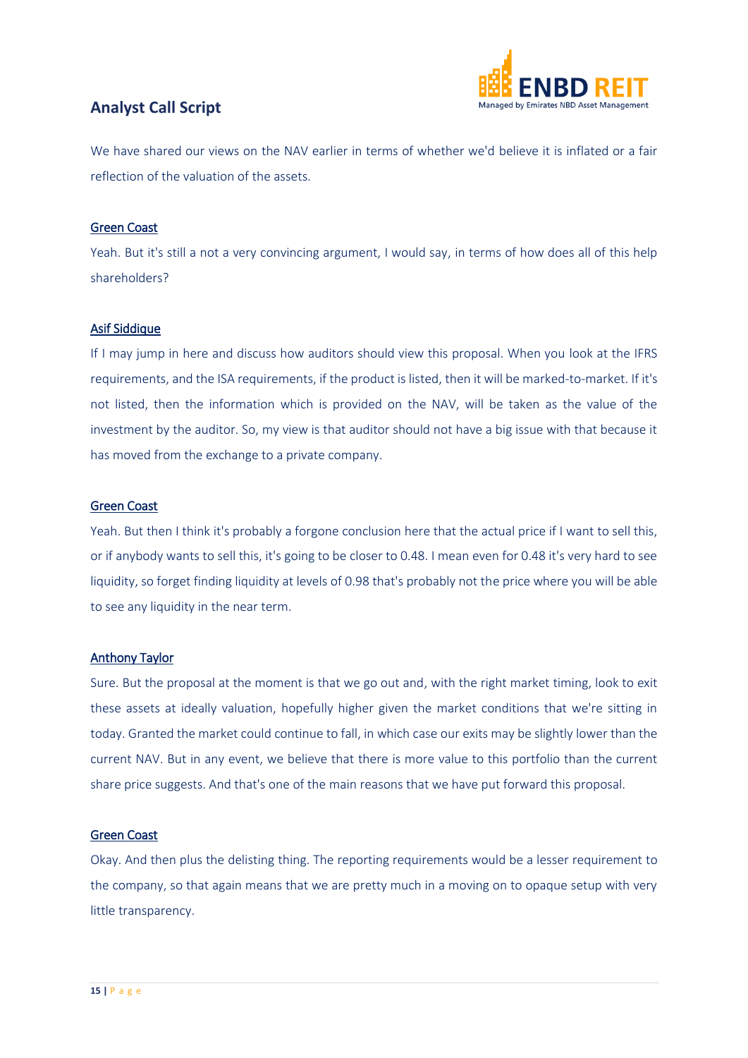We have shared our views on the NAV earlier in terms of whether we'd believe it is inflated or a fair reflection of the valuation of the assets.

<u>Green Coast</u>

Yeah. But it's still a not a very convincing argument, I would say, in terms of how does all of this help shareholders?

<u>Asif Siddique</u>

If I may jump in here and discuss how auditors should view this proposal. When you look at the IFRS requirements, and the ISA requirements, if the product is listed, then it will be marked-to-market. If it's not listed, then the information which is provided on the NAV, will be taken as the value of the investment by the auditor. So, my view is that auditor should not have a big issue with that because it has moved from the exchange to a private company.

<u>Green Coast</u>

Yeah. But then I think it's probably a forgone conclusion here that the actual price if I want to sell this, or if anybody wants to sell this, it's going to be closer to 0.48. I mean even for 0.48 it's very hard to see liquidity, so forget finding liquidity at levels of 0.98 that's probably not the price where you will be able to see any liquidity in the near term.

<u>Anthony Taylor</u>

Sure. But the proposal at the moment is that we go out and, with the right market timing, look to exit these assets at ideally valuation, hopefully higher given the market conditions that we're sitting in today. Granted the market could continue to fall, in which case our exits may be slightly lower than the current NAV. But in any event, we believe that there is more value to this portfolio than the current share price suggests. And that's one of the main reasons that we have put forward this proposal.

<u>Green Coast</u>

Okay. And then plus the delisting thing. The reporting requirements would be a lesser requirement to the company, so that again means that we are pretty much in a moving on to opaque setup with very little transparency.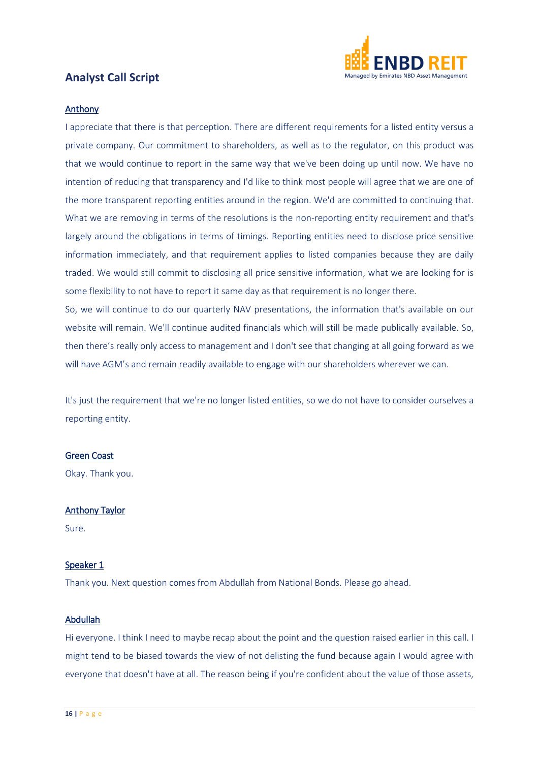## Analyst Call Script

Anthony

I appreciate that there is that perception. There are different requirements for a listed entity versus a private company. Our commitment to shareholders, as well as to the regulator, on this product was that we would continue to report in the same way that we've been doing up until now. We have no intention of reducing that transparency and I'd like to think most people will agree that we are one of the more transparent reporting entities around in the region. We'd are committed to continuing that. What we are removing in terms of the resolutions is the non-reporting entity requirement and that's largely around the obligations in terms of timings. Reporting entities need to disclose price sensitive information immediately, and that requirement applies to listed companies because they are daily traded. We would still commit to disclosing all price sensitive information, what we are looking for is some flexibility to not have to report it same day as that requirement is no longer there.

So, we will continue to do our quarterly NAV presentations, the information that's available on our website will remain. We'll continue audited financials which will still be made publically available. So, then there's really only access to management and I don't see that changing at all going forward as we will have AGM's and remain readily available to engage with our shareholders wherever we can.

It's just the requirement that we're no longer listed entities, so we do not have to consider ourselves a reporting entity.

Green Coast

Okay. Thank you.

Anthony Taylor

Sure.

Speaker 1

Thank you. Next question comes from Abdullah from National Bonds. Please go ahead.

Abdullah

Hi everyone. I think I need to maybe recap about the point and the question raised earlier in this call. I might tend to be biased towards the view of not delisting the fund because again I would agree with everyone that doesn't have at all. The reason being if you're confident about the value of those assets,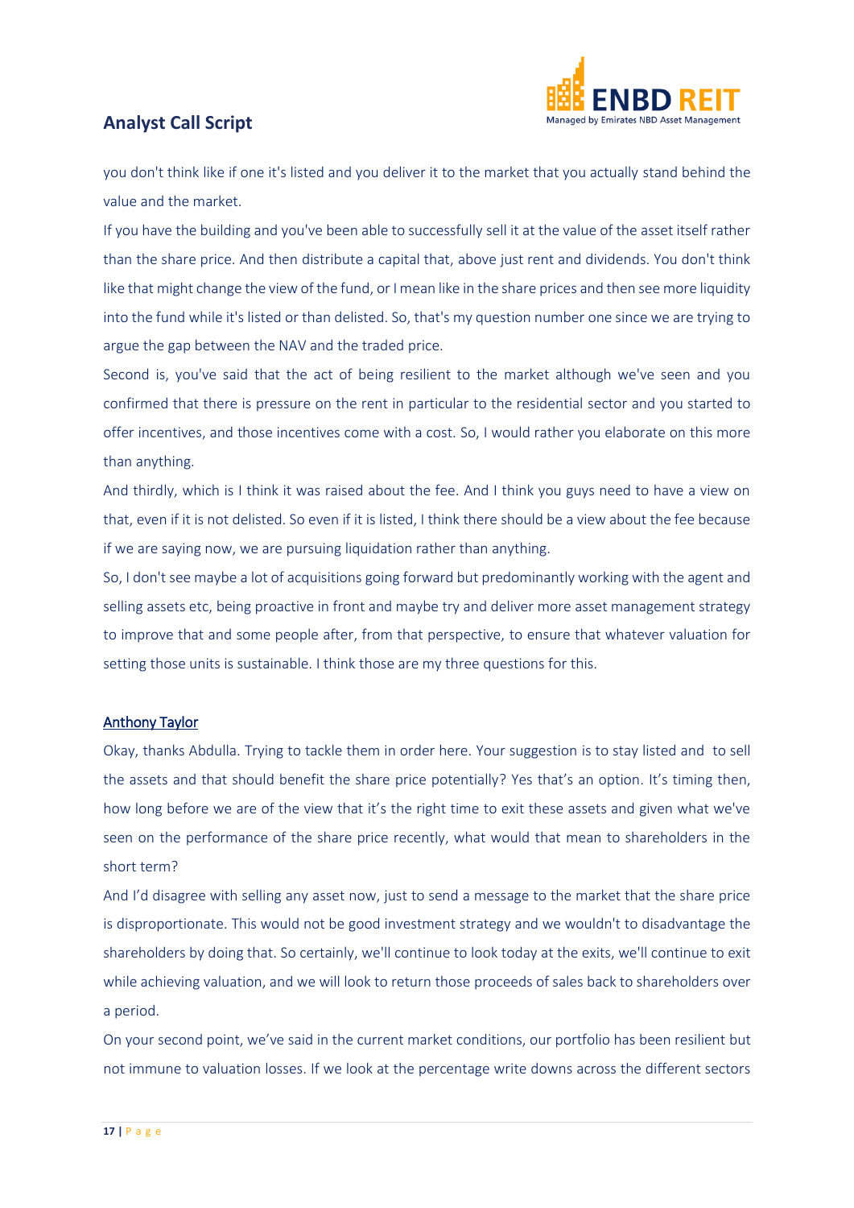you don't think like if one it's listed and you deliver it to the market that you actually stand behind the value and the market.

If you have the building and you've been able to successfully sell it at the value of the asset itself rather than the share price. And then distribute a capital that, above just rent and dividends. You don't think like that might change the view of the fund, or I mean like in the share prices and then see more liquidity into the fund while it's listed or than delisted. So, that's my question number one since we are trying to argue the gap between the NAV and the traded price.

Second is, you've said that the act of being resilient to the market although we've seen and you confirmed that there is pressure on the rent in particular to the residential sector and you started to offer incentives, and those incentives come with a cost. So, I would rather you elaborate on this more than anything.

And thirdly, which is I think it was raised about the fee. And I think you guys need to have a view on that, even if it is not delisted. So even if it is listed, I think there should be a view about the fee because if we are saying now, we are pursuing liquidation rather than anything.

So, I don't see maybe a lot of acquisitions going forward but predominantly working with the agent and selling assets etc, being proactive in front and maybe try and deliver more asset management strategy to improve that and some people after, from that perspective, to ensure that whatever valuation for setting those units is sustainable. I think those are my three questions for this.

<u>Anthony Taylor</u>

Okay, thanks Abdulla. Trying to tackle them in order here. Your suggestion is to stay listed and to sell the assets and that should benefit the share price potentially? Yes that's an option. It's timing then, how long before we are of the view that it's the right time to exit these assets and given what we've seen on the performance of the share price recently, what would that mean to shareholders in the short term?

And I'd disagree with selling any asset now, just to send a message to the market that the share price is disproportionate. This would not be good investment strategy and we wouldn't to disadvantage the shareholders by doing that. So certainly, we'll continue to look today at the exits, we'll continue to exit while achieving valuation, and we will look to return those proceeds of sales back to shareholders over a period.

On your second point, we've said in the current market conditions, our portfolio has been resilient but not immune to valuation losses. If we look at the percentage write downs across the different sectors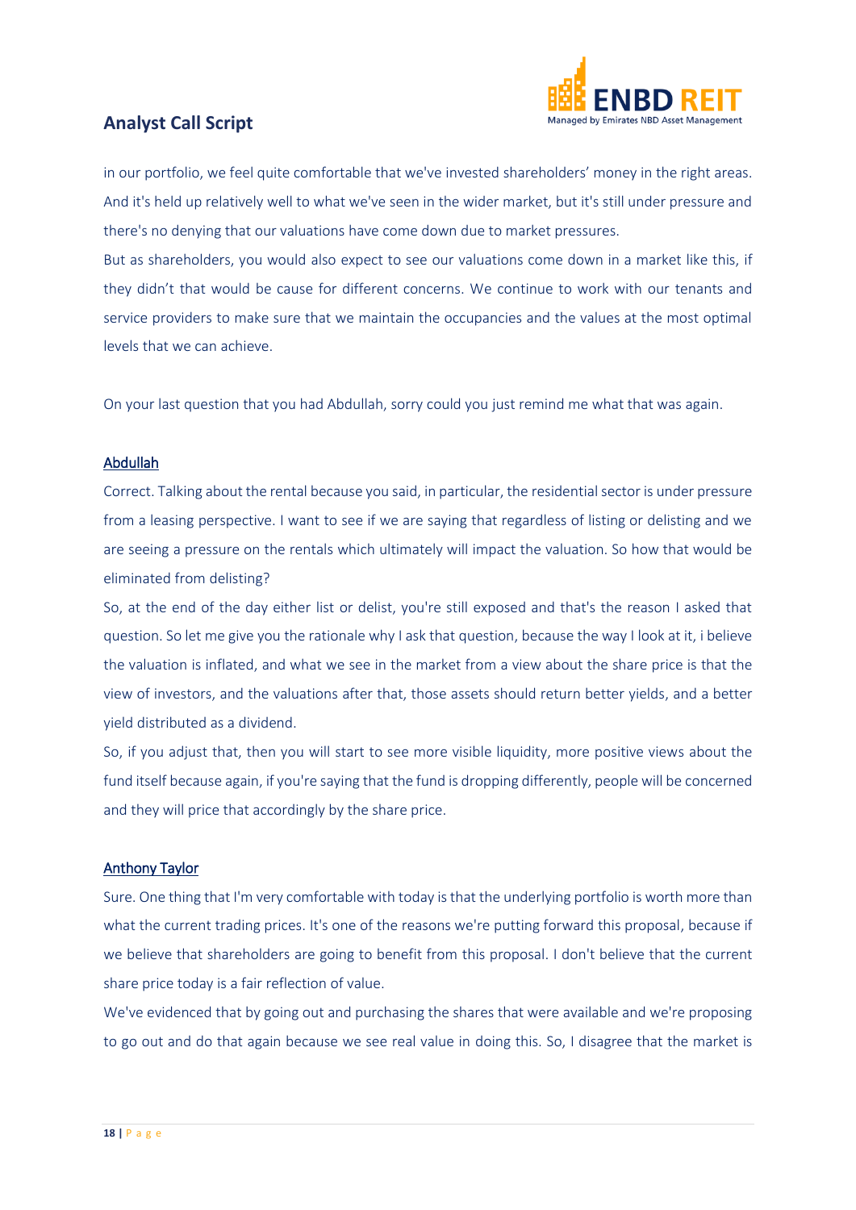in our portfolio, we feel quite comfortable that we've invested shareholders' money in the right areas. And it's held up relatively well to what we've seen in the wider market, but it's still under pressure and there's no denying that our valuations have come down due to market pressures.

But as shareholders, you would also expect to see our valuations come down in a market like this, if they didn't that would be cause for different concerns. We continue to work with our tenants and service providers to make sure that we maintain the occupancies and the values at the most optimal levels that we can achieve.

On your last question that you had Abdullah, sorry could you just remind me what that was again.

<u>Abdullah</u>

Correct. Talking about the rental because you said, in particular, the residential sector is under pressure from a leasing perspective. I want to see if we are saying that regardless of listing or delisting and we are seeing a pressure on the rentals which ultimately will impact the valuation. So how that would be eliminated from delisting?

So, at the end of the day either list or delist, you're still exposed and that's the reason I asked that question. So let me give you the rationale why I ask that question, because the way I look at it, i believe the valuation is inflated, and what we see in the market from a view about the share price is that the view of investors, and the valuations after that, those assets should return better yields, and a better yield distributed as a dividend.

So, if you adjust that, then you will start to see more visible liquidity, more positive views about the fund itself because again, if you're saying that the fund is dropping differently, people will be concerned and they will price that accordingly by the share price.

<u>Anthony Taylor</u>

Sure. One thing that I'm very comfortable with today is that the underlying portfolio is worth more than what the current trading prices. It's one of the reasons we're putting forward this proposal, because if we believe that shareholders are going to benefit from this proposal. I don't believe that the current share price today is a fair reflection of value.

We've evidenced that by going out and purchasing the shares that were available and we're proposing to go out and do that again because we see real value in doing this. So, I disagree that the market is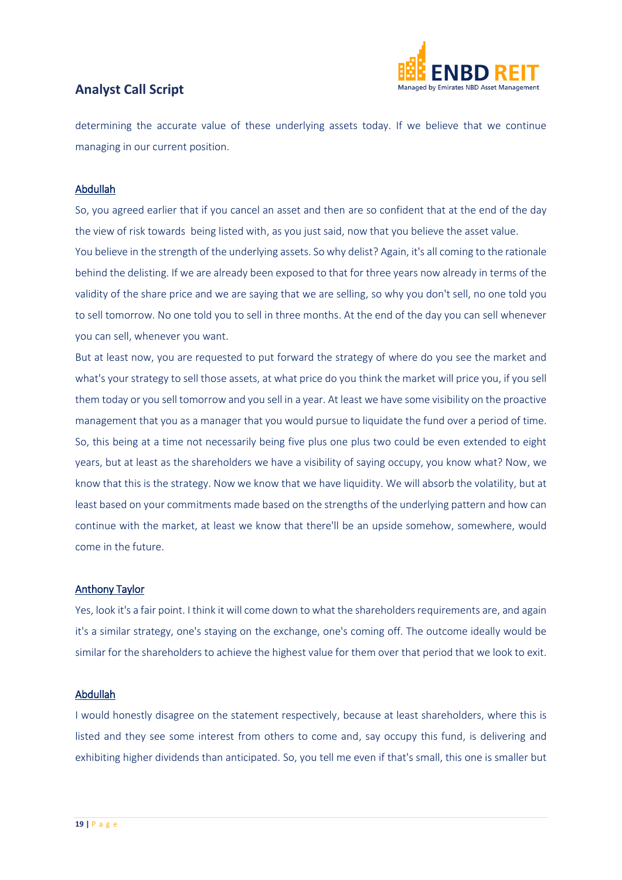determining the accurate value of these underlying assets today. If we believe that we continue managing in our current position.

Abdullah

So, you agreed earlier that if you cancel an asset and then are so confident that at the end of the day the view of risk towards being listed with, as you just said, now that you believe the asset value. You believe in the strength of the underlying assets. So why delist? Again, it's all coming to the rationale behind the delisting. If we are already been exposed to that for three years now already in terms of the validity of the share price and we are saying that we are selling, so why you don't sell, no one told you to sell tomorrow. No one told you to sell in three months. At the end of the day you can sell whenever you can sell, whenever you want.

But at least now, you are requested to put forward the strategy of where do you see the market and what's your strategy to sell those assets, at what price do you think the market will price you, if you sell them today or you sell tomorrow and you sell in a year. At least we have some visibility on the proactive management that you as a manager that you would pursue to liquidate the fund over a period of time. So, this being at a time not necessarily being five plus one plus two could be even extended to eight years, but at least as the shareholders we have a visibility of saying occupy, you know what? Now, we know that this is the strategy. Now we know that we have liquidity. We will absorb the volatility, but at least based on your commitments made based on the strengths of the underlying pattern and how can continue with the market, at least we know that there'll be an upside somehow, somewhere, would come in the future.

Anthony Taylor

Yes, look it's a fair point. I think it will come down to what the shareholders requirements are, and again it's a similar strategy, one's staying on the exchange, one's coming off. The outcome ideally would be similar for the shareholders to achieve the highest value for them over that period that we look to exit.

Abdullah

I would honestly disagree on the statement respectively, because at least shareholders, where this is listed and they see some interest from others to come and, say occupy this fund, is delivering and exhibiting higher dividends than anticipated. So, you tell me even if that's small, this one is smaller but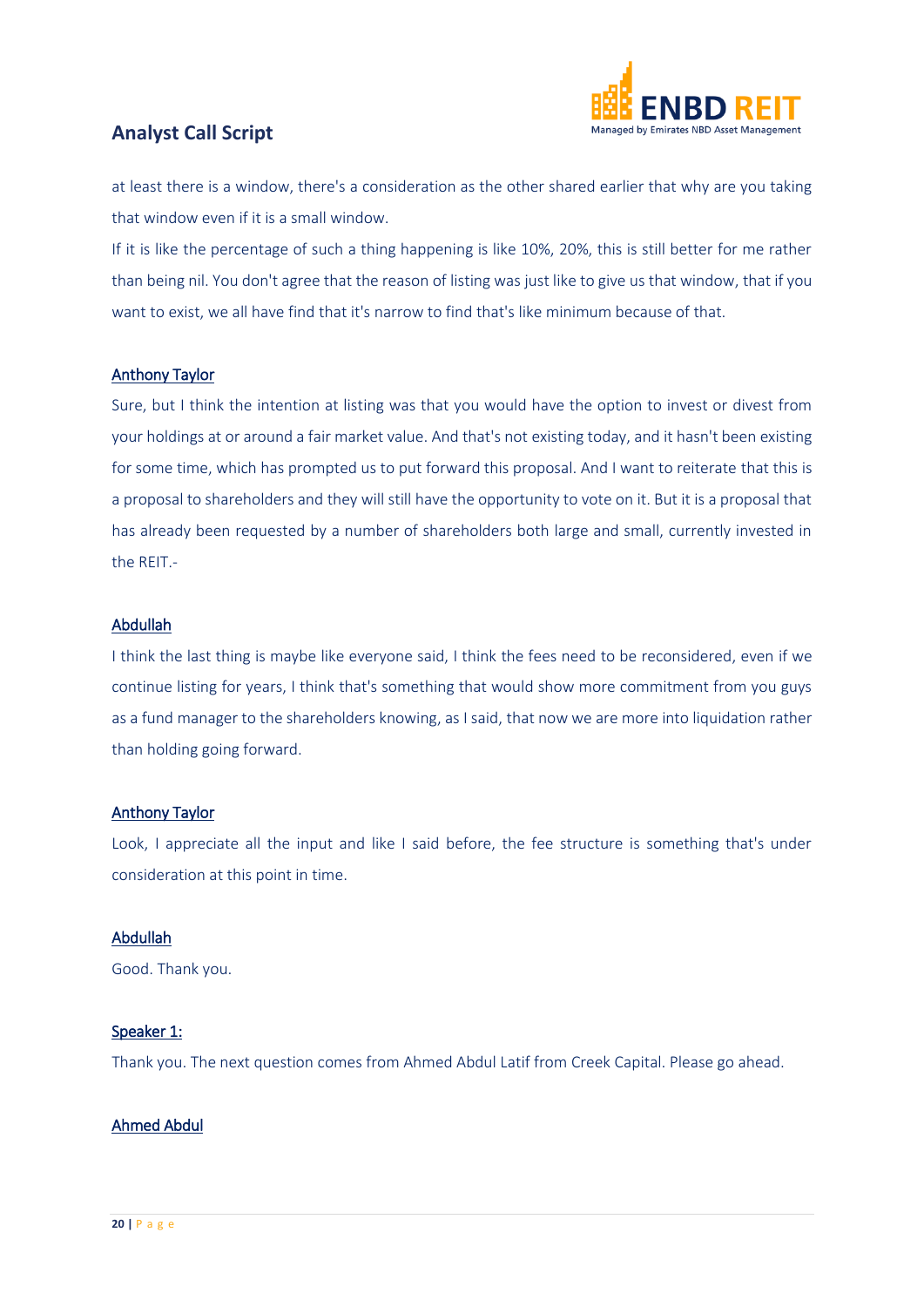at least there is a window, there's a consideration as the other shared earlier that why are you taking that window even if it is a small window.

If it is like the percentage of such a thing happening is like 10%, 20%, this is still better for me rather than being nil. You don't agree that the reason of listing was just like to give us that window, that if you want to exist, we all have find that it's narrow to find that's like minimum because of that.

**Anthony Taylor**

Sure, but I think the intention at listing was that you would have the option to invest or divest from your holdings at or around a fair market value. And that's not existing today, and it hasn't been existing for some time, which has prompted us to put forward this proposal. And I want to reiterate that this is a proposal to shareholders and they will still have the opportunity to vote on it. But it is a proposal that has already been requested by a number of shareholders both large and small, currently invested in the REIT.-

**Abdullah**

I think the last thing is maybe like everyone said, I think the fees need to be reconsidered, even if we continue listing for years, I think that's something that would show more commitment from you guys as a fund manager to the shareholders knowing, as I said, that now we are more into liquidation rather than holding going forward.

**Anthony Taylor**

Look, I appreciate all the input and like I said before, the fee structure is something that's under consideration at this point in time.

**Abdullah**

Good. Thank you.

**Speaker 1:**

Thank you. The next question comes from Ahmed Abdul Latif from Creek Capital. Please go ahead.

**Ahmed Abdul**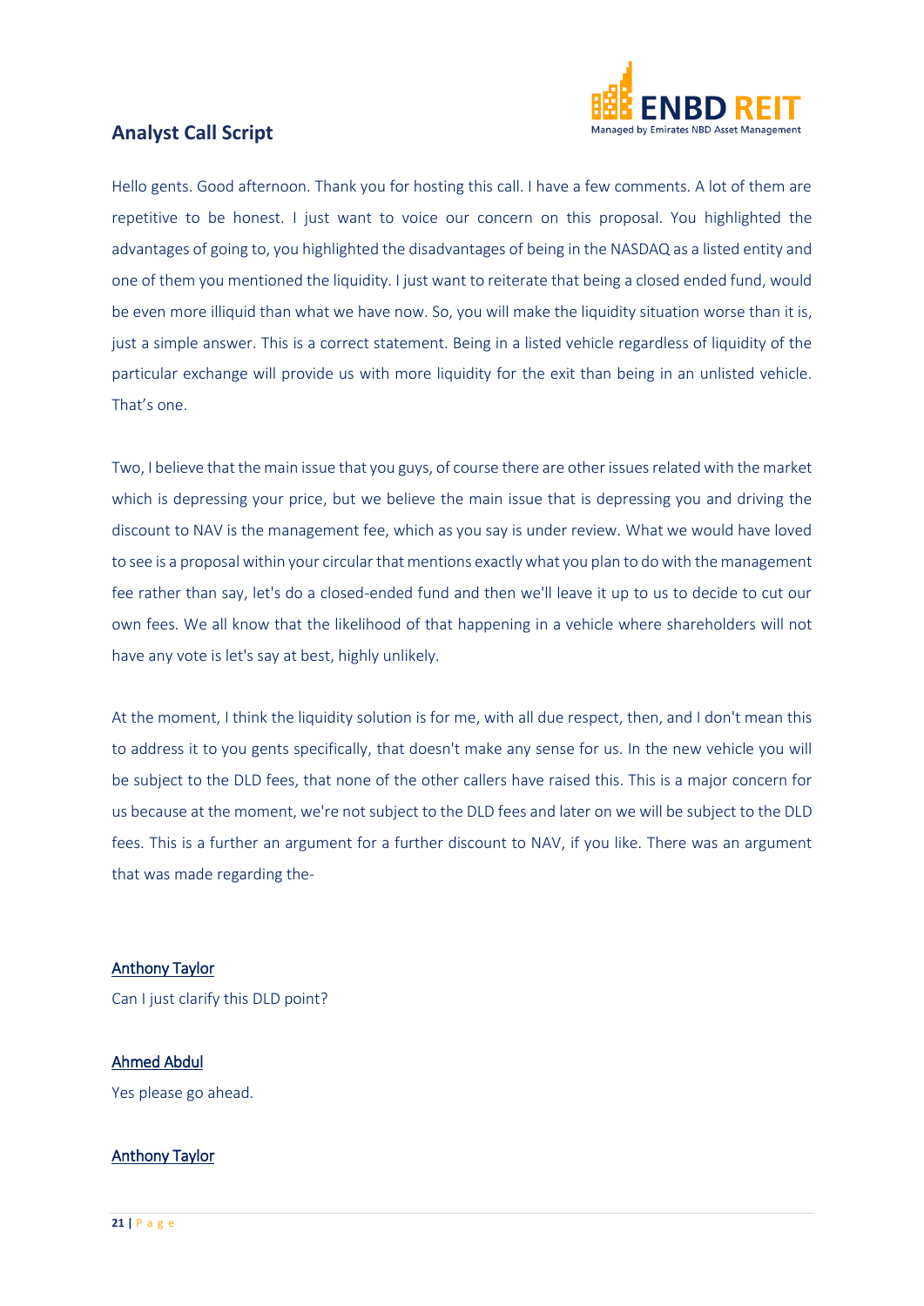Hello gents. Good afternoon. Thank you for hosting this call. I have a few comments. A lot of them are repetitive to be honest. I just want to voice our concern on this proposal. You highlighted the advantages of going to, you highlighted the disadvantages of being in the NASDAQ as a listed entity and one of them you mentioned the liquidity. I just want to reiterate that being a closed ended fund, would be even more illiquid than what we have now. So, you will make the liquidity situation worse than it is, just a simple answer. This is a correct statement. Being in a listed vehicle regardless of liquidity of the particular exchange will provide us with more liquidity for the exit than being in an unlisted vehicle. That's one.

Two, I believe that the main issue that you guys, of course there are other issues related with the market which is depressing your price, but we believe the main issue that is depressing you and driving the discount to NAV is the management fee, which as you say is under review. What we would have loved to see is a proposal within your circular that mentions exactly what you plan to do with the management fee rather than say, let's do a closed-ended fund and then we'll leave it up to us to decide to cut our own fees. We all know that the likelihood of that happening in a vehicle where shareholders will not have any vote is let's say at best, highly unlikely.

At the moment, I think the liquidity solution is for me, with all due respect, then, and I don't mean this to address it to you gents specifically, that doesn't make any sense for us. In the new vehicle you will be subject to the DLD fees, that none of the other callers have raised this. This is a major concern for us because at the moment, we're not subject to the DLD fees and later on we will be subject to the DLD fees. This is a further an argument for a further discount to NAV, if you like. There was an argument that was made regarding the-

**Anthony Taylor**

Can I just clarify this DLD point?

**Ahmed Abdul**

Yes please go ahead.

**Anthony Taylor**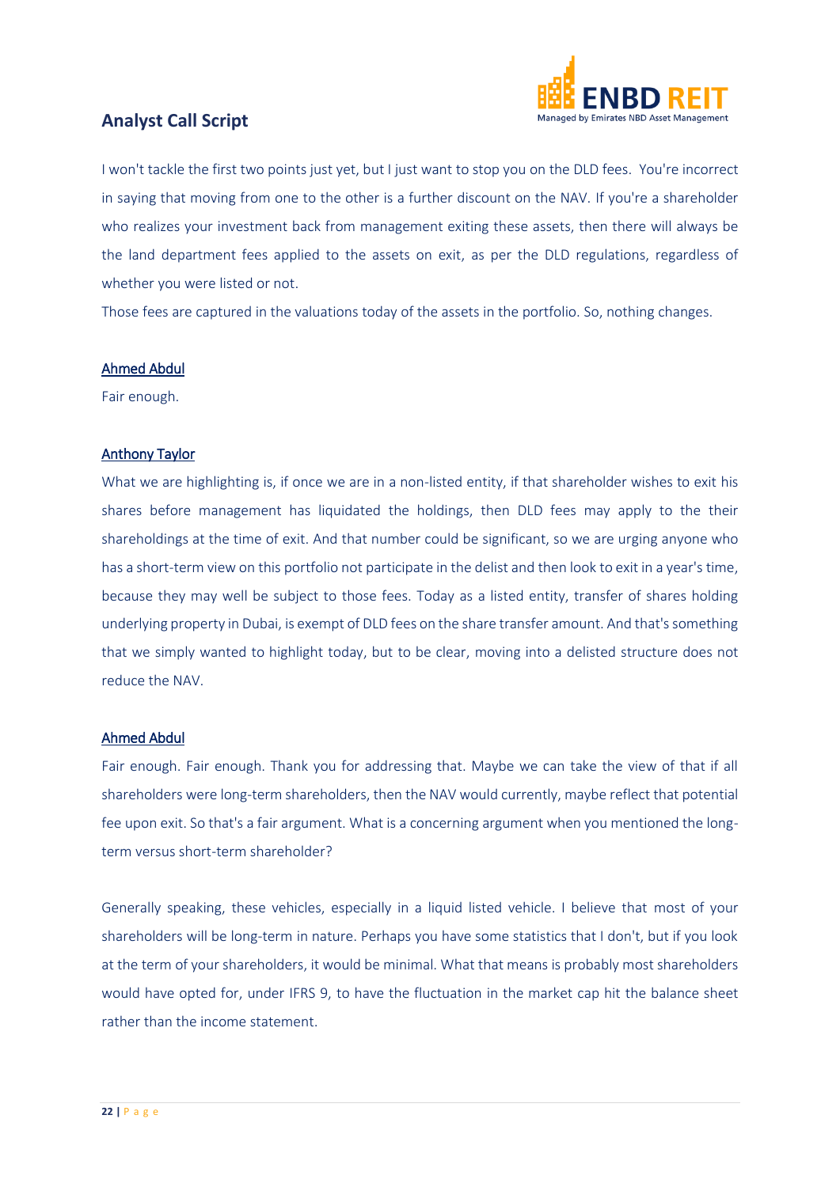I won't tackle the first two points just yet, but I just want to stop you on the DLD fees. You're incorrect in saying that moving from one to the other is a further discount on the NAV. If you're a shareholder who realizes your investment back from management exiting these assets, then there will always be the land department fees applied to the assets on exit, as per the DLD regulations, regardless of whether you were listed or not.

Those fees are captured in the valuations today of the assets in the portfolio. So, nothing changes.

<u>Ahmed Abdul</u>

Fair enough.

<u>Anthony Taylor</u>

What we are highlighting is, if once we are in a non-listed entity, if that shareholder wishes to exit his shares before management has liquidated the holdings, then DLD fees may apply to the their shareholdings at the time of exit. And that number could be significant, so we are urging anyone who has a short-term view on this portfolio not participate in the delist and then look to exit in a year's time, because they may well be subject to those fees. Today as a listed entity, transfer of shares holding underlying property in Dubai, is exempt of DLD fees on the share transfer amount. And that's something that we simply wanted to highlight today, but to be clear, moving into a delisted structure does not reduce the NAV.

<u>Ahmed Abdul</u>

Fair enough. Fair enough. Thank you for addressing that. Maybe we can take the view of that if all shareholders were long-term shareholders, then the NAV would currently, maybe reflect that potential fee upon exit. So that's a fair argument. What is a concerning argument when you mentioned the long-term versus short-term shareholder?

Generally speaking, these vehicles, especially in a liquid listed vehicle. I believe that most of your shareholders will be long-term in nature. Perhaps you have some statistics that I don't, but if you look at the term of your shareholders, it would be minimal. What that means is probably most shareholders would have opted for, under IFRS 9, to have the fluctuation in the market cap hit the balance sheet rather than the income statement.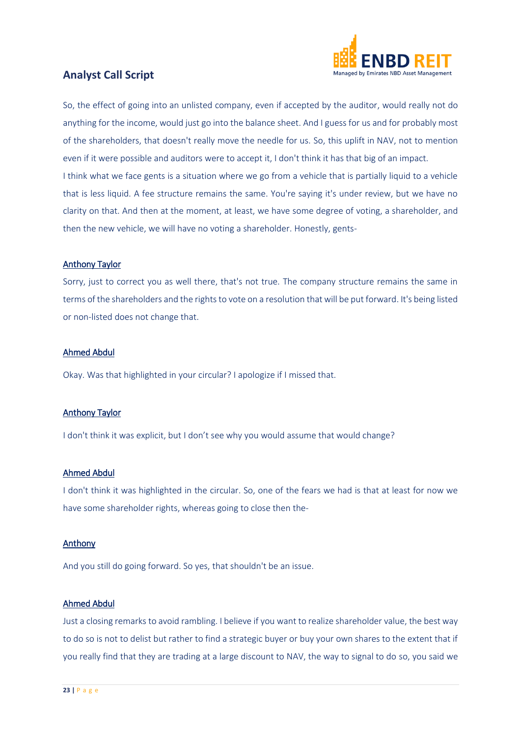So, the effect of going into an unlisted company, even if accepted by the auditor, would really not do anything for the income, would just go into the balance sheet. And I guess for us and for probably most of the shareholders, that doesn't really move the needle for us. So, this uplift in NAV, not to mention even if it were possible and auditors were to accept it, I don't think it has that big of an impact.

I think what we face gents is a situation where we go from a vehicle that is partially liquid to a vehicle that is less liquid. A fee structure remains the same. You're saying it's under review, but we have no clarity on that. And then at the moment, at least, we have some degree of voting, a shareholder, and then the new vehicle, we will have no voting a shareholder. Honestly, gents-

**Anthony Taylor**

Sorry, just to correct you as well there, that's not true. The company structure remains the same in terms of the shareholders and the rights to vote on a resolution that will be put forward. It's being listed or non-listed does not change that.

**Ahmed Abdul**

Okay. Was that highlighted in your circular? I apologize if I missed that.

**Anthony Taylor**

I don't think it was explicit, but I don't see why you would assume that would change?

**Ahmed Abdul**

I don't think it was highlighted in the circular. So, one of the fears we had is that at least for now we have some shareholder rights, whereas going to close then the-

**Anthony**

And you still do going forward. So yes, that shouldn't be an issue.

**Ahmed Abdul**

Just a closing remarks to avoid rambling. I believe if you want to realize shareholder value, the best way to do so is not to delist but rather to find a strategic buyer or buy your own shares to the extent that if you really find that they are trading at a large discount to NAV, the way to signal to do so, you said we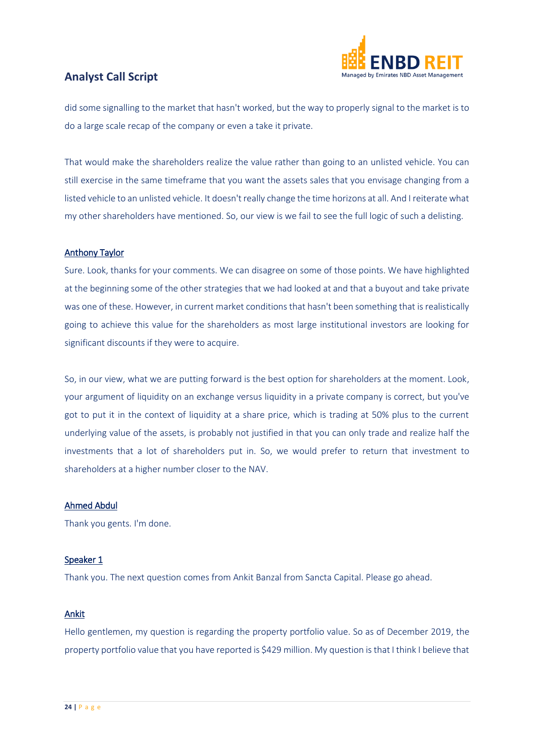did some signalling to the market that hasn't worked, but the way to properly signal to the market is to do a large scale recap of the company or even a take it private.

That would make the shareholders realize the value rather than going to an unlisted vehicle. You can still exercise in the same timeframe that you want the assets sales that you envisage changing from a listed vehicle to an unlisted vehicle. It doesn't really change the time horizons at all. And I reiterate what my other shareholders have mentioned. So, our view is we fail to see the full logic of such a delisting.

Anthony Taylor

Sure. Look, thanks for your comments. We can disagree on some of those points. We have highlighted at the beginning some of the other strategies that we had looked at and that a buyout and take private was one of these. However, in current market conditions that hasn't been something that is realistically going to achieve this value for the shareholders as most large institutional investors are looking for significant discounts if they were to acquire.

So, in our view, what we are putting forward is the best option for shareholders at the moment. Look, your argument of liquidity on an exchange versus liquidity in a private company is correct, but you've got to put it in the context of liquidity at a share price, which is trading at 50% plus to the current underlying value of the assets, is probably not justified in that you can only trade and realize half the investments that a lot of shareholders put in. So, we would prefer to return that investment to shareholders at a higher number closer to the NAV.

Ahmed Abdul

Thank you gents. I'm done.

Speaker 1

Thank you. The next question comes from Ankit Banzal from Sancta Capital. Please go ahead.

Ankit

Hello gentlemen, my question is regarding the property portfolio value. So as of December 2019, the property portfolio value that you have reported is $429 million. My question is that I think I believe that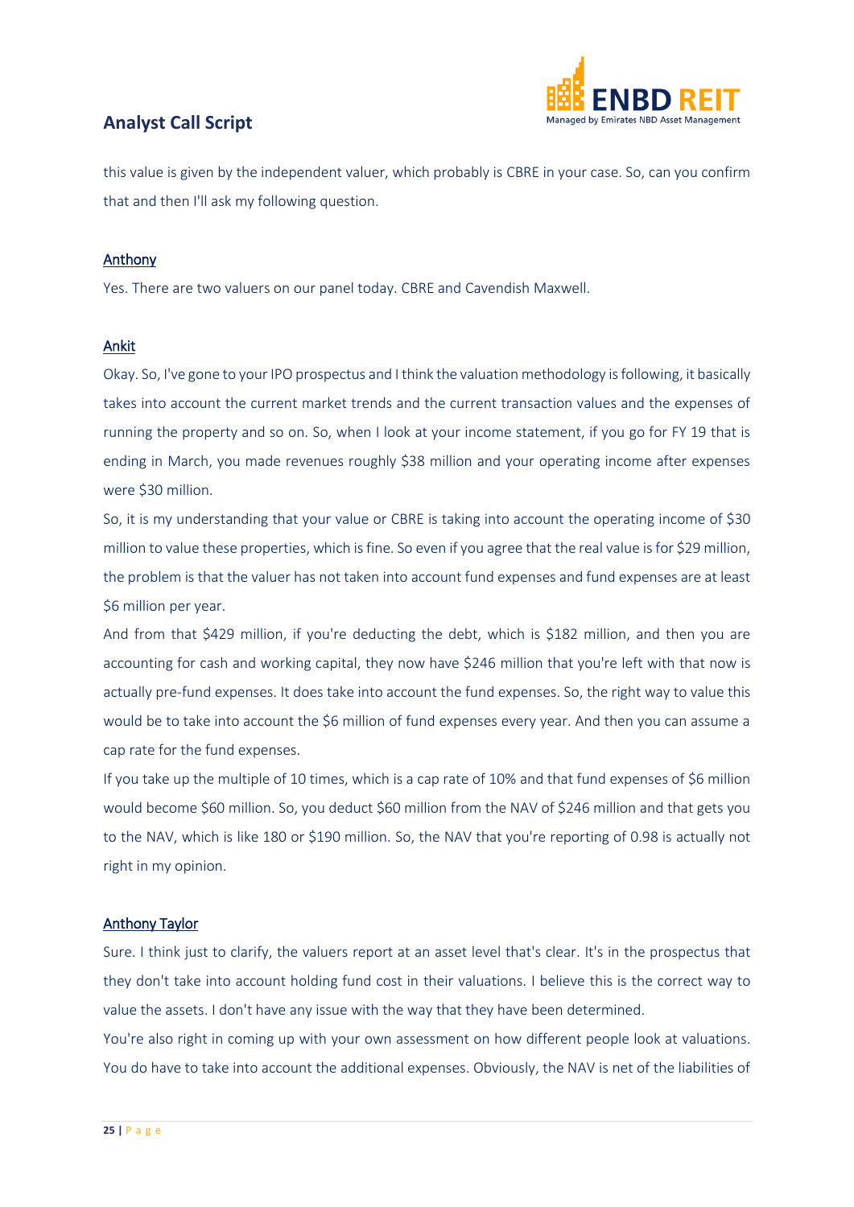this value is given by the independent valuer, which probably is CBRE in your case. So, can you confirm that and then I'll ask my following question.

Anthony

Yes. There are two valuers on our panel today. CBRE and Cavendish Maxwell.

Ankit

Okay. So, I've gone to your IPO prospectus and I think the valuation methodology is following, it basically takes into account the current market trends and the current transaction values and the expenses of running the property and so on. So, when I look at your income statement, if you go for FY 19 that is ending in March, you made revenues roughly $38 million and your operating income after expenses were $30 million.

So, it is my understanding that your value or CBRE is taking into account the operating income of $30 million to value these properties, which is fine. So even if you agree that the real value is for $29 million, the problem is that the valuer has not taken into account fund expenses and fund expenses are at least $6 million per year.

And from that $429 million, if you're deducting the debt, which is $182 million, and then you are accounting for cash and working capital, they now have $246 million that you're left with that now is actually pre-fund expenses. It does take into account the fund expenses. So, the right way to value this would be to take into account the $6 million of fund expenses every year. And then you can assume a cap rate for the fund expenses.

If you take up the multiple of 10 times, which is a cap rate of 10% and that fund expenses of $6 million would become $60 million. So, you deduct $60 million from the NAV of $246 million and that gets you to the NAV, which is like 180 or $190 million. So, the NAV that you're reporting of 0.98 is actually not right in my opinion.

Anthony Taylor

Sure. I think just to clarify, the valuers report at an asset level that's clear. It's in the prospectus that they don't take into account holding fund cost in their valuations. I believe this is the correct way to value the assets. I don't have any issue with the way that they have been determined.

You're also right in coming up with your own assessment on how different people look at valuations. You do have to take into account the additional expenses. Obviously, the NAV is net of the liabilities of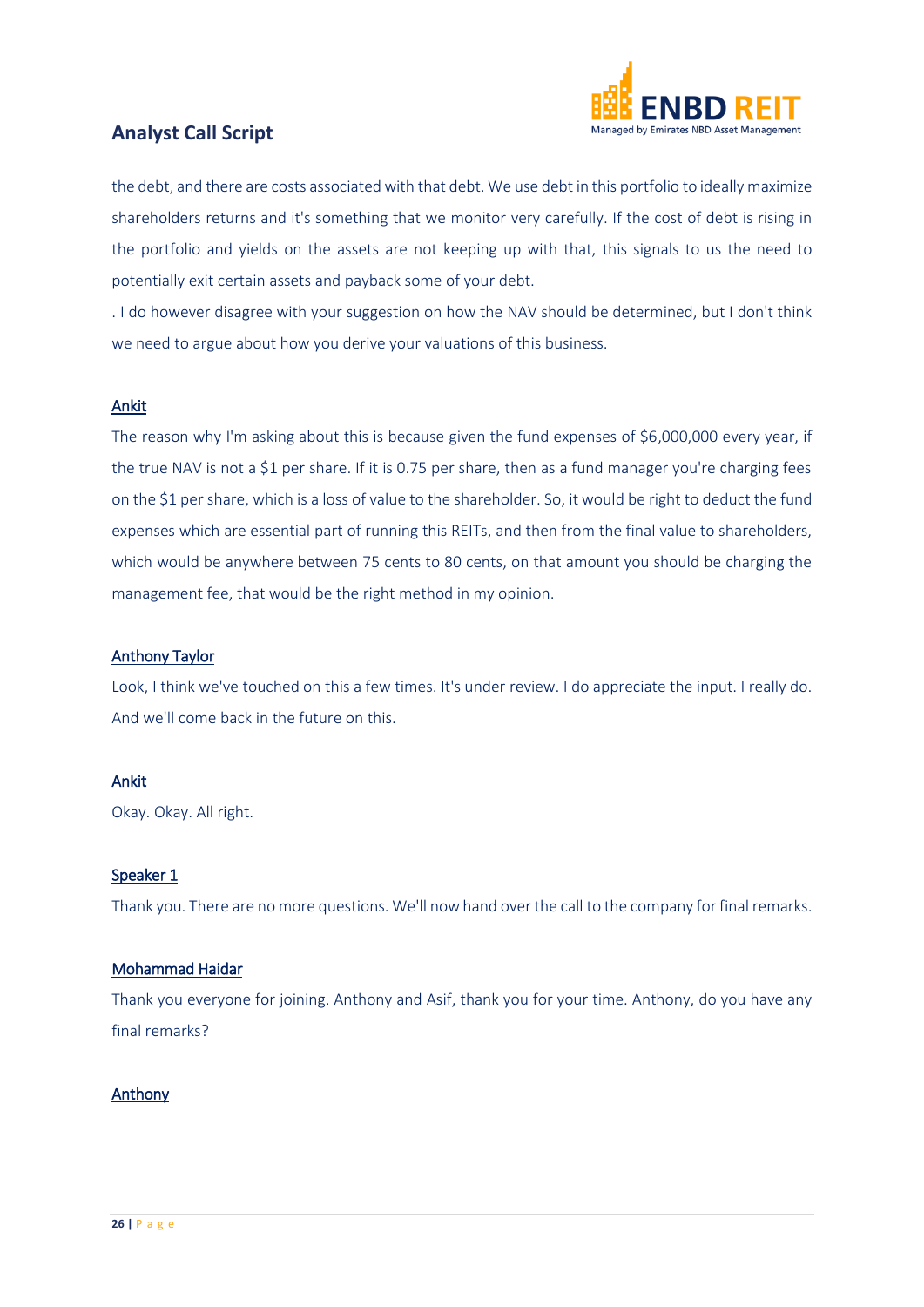the debt, and there are costs associated with that debt. We use debt in this portfolio to ideally maximize shareholders returns and it's something that we monitor very carefully. If the cost of debt is rising in the portfolio and yields on the assets are not keeping up with that, this signals to us the need to potentially exit certain assets and payback some of your debt.

. I do however disagree with your suggestion on how the NAV should be determined, but I don't think we need to argue about how you derive your valuations of this business.

Ankit

The reason why I'm asking about this is because given the fund expenses of $6,000,000 every year, if the true NAV is not a $1 per share. If it is 0.75 per share, then as a fund manager you're charging fees on the $1 per share, which is a loss of value to the shareholder. So, it would be right to deduct the fund expenses which are essential part of running this REITs, and then from the final value to shareholders, which would be anywhere between 75 cents to 80 cents, on that amount you should be charging the management fee, that would be the right method in my opinion.

Anthony Taylor

Look, I think we've touched on this a few times. It's under review. I do appreciate the input. I really do. And we'll come back in the future on this.

Ankit

Okay. Okay. All right.

Speaker 1

Thank you. There are no more questions. We'll now hand over the call to the company for final remarks.

Mohammad Haidar

Thank you everyone for joining. Anthony and Asif, thank you for your time. Anthony, do you have any final remarks?

Anthony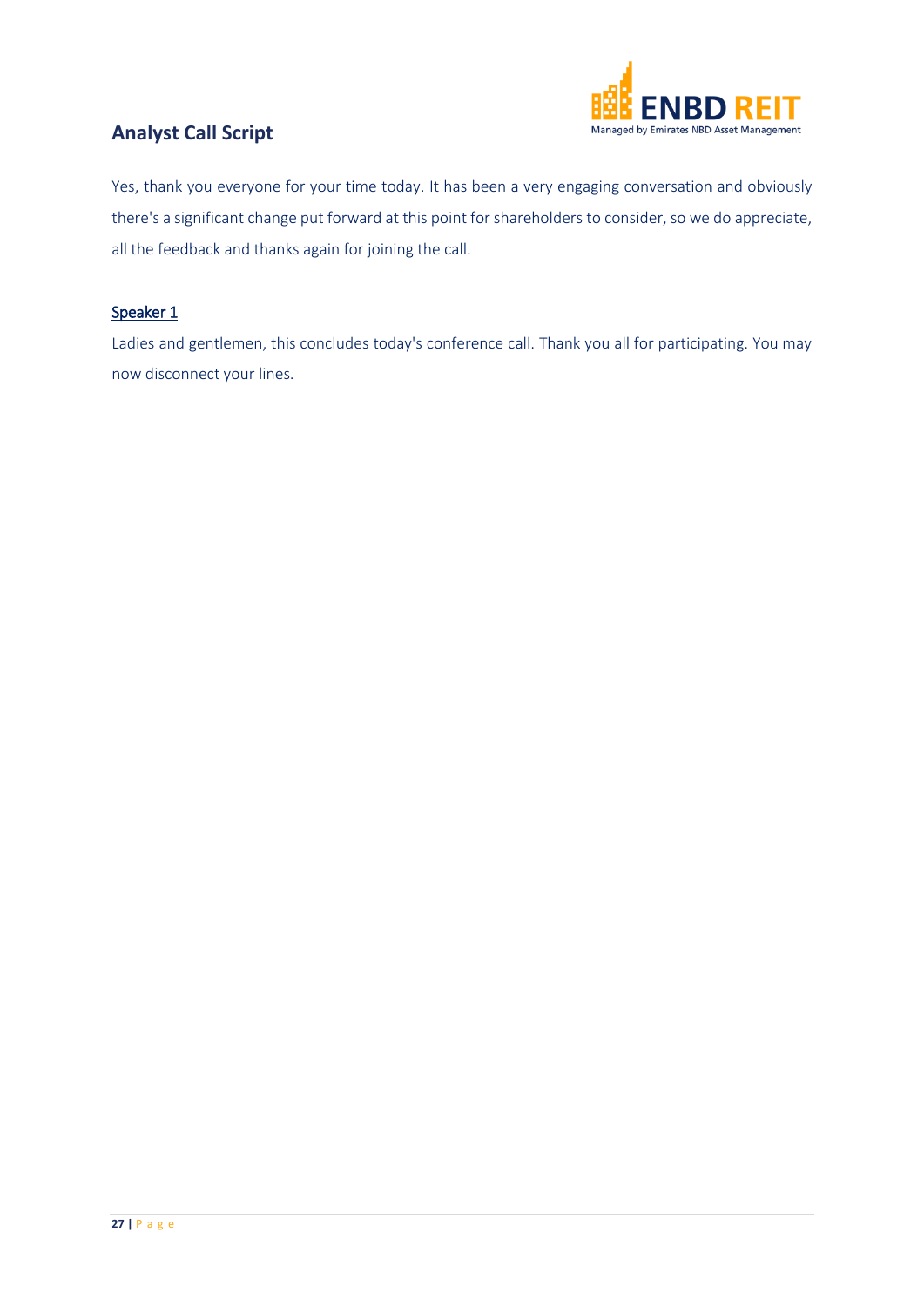Yes, thank you everyone for your time today. It has been a very engaging conversation and obviously there's a significant change put forward at this point for shareholders to consider, so we do appreciate, all the feedback and thanks again for joining the call.

Speaker 1

Ladies and gentlemen, this concludes today's conference call. Thank you all for participating. You may now disconnect your lines.